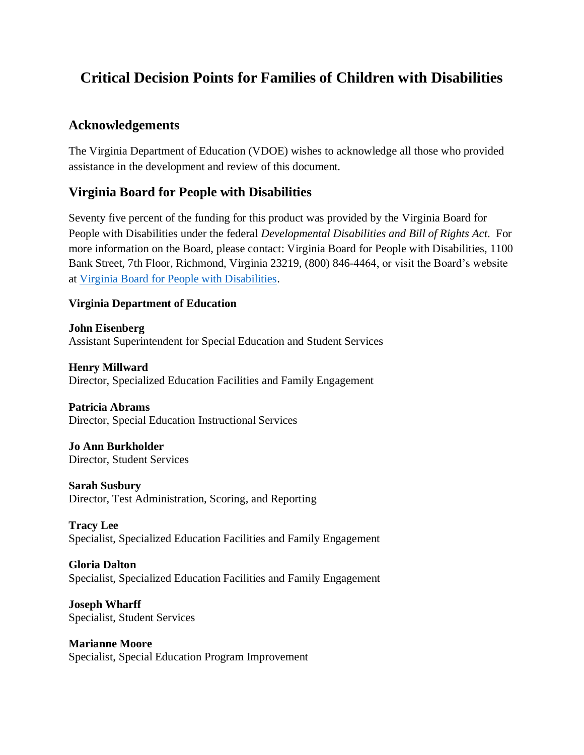# Critical Decision Points for Families of Children with Disabilities

## Acknowledgements

The Virginia Department of Education (VDOE) wishes to acknowledge all those who provided assistance in the development and review of this document.

## Virginia Board for People with Disabilities

Seventy five percent of the funding for this product was provided by the Virginia Board for People with Disabilities under the federal *Developmental Disabilities and Bill of Rights Act*. For more information on the Board, please contact: Virginia Board for People with Disabilities, 1100 Bank Street, 7th Floor, Richmond, Virginia 23219, (800) 846-4464, or visit the Board's website at [Virginia Board for People with Disabilities](Virginia Board for People with Disabilities).

**Virginia Department of Education**

**John Eisenberg**
Assistant Superintendent for Special Education and Student Services

**Henry Millward**
Director, Specialized Education Facilities and Family Engagement

**Patricia Abrams**
Director, Special Education Instructional Services

**Jo Ann Burkholder**
Director, Student Services

**Sarah Susbury**
Director, Test Administration, Scoring, and Reporting

**Tracy Lee**
Specialist, Specialized Education Facilities and Family Engagement

**Gloria Dalton**
Specialist, Specialized Education Facilities and Family Engagement

**Joseph Wharff**
Specialist, Student Services

**Marianne Moore**
Specialist, Special Education Program Improvement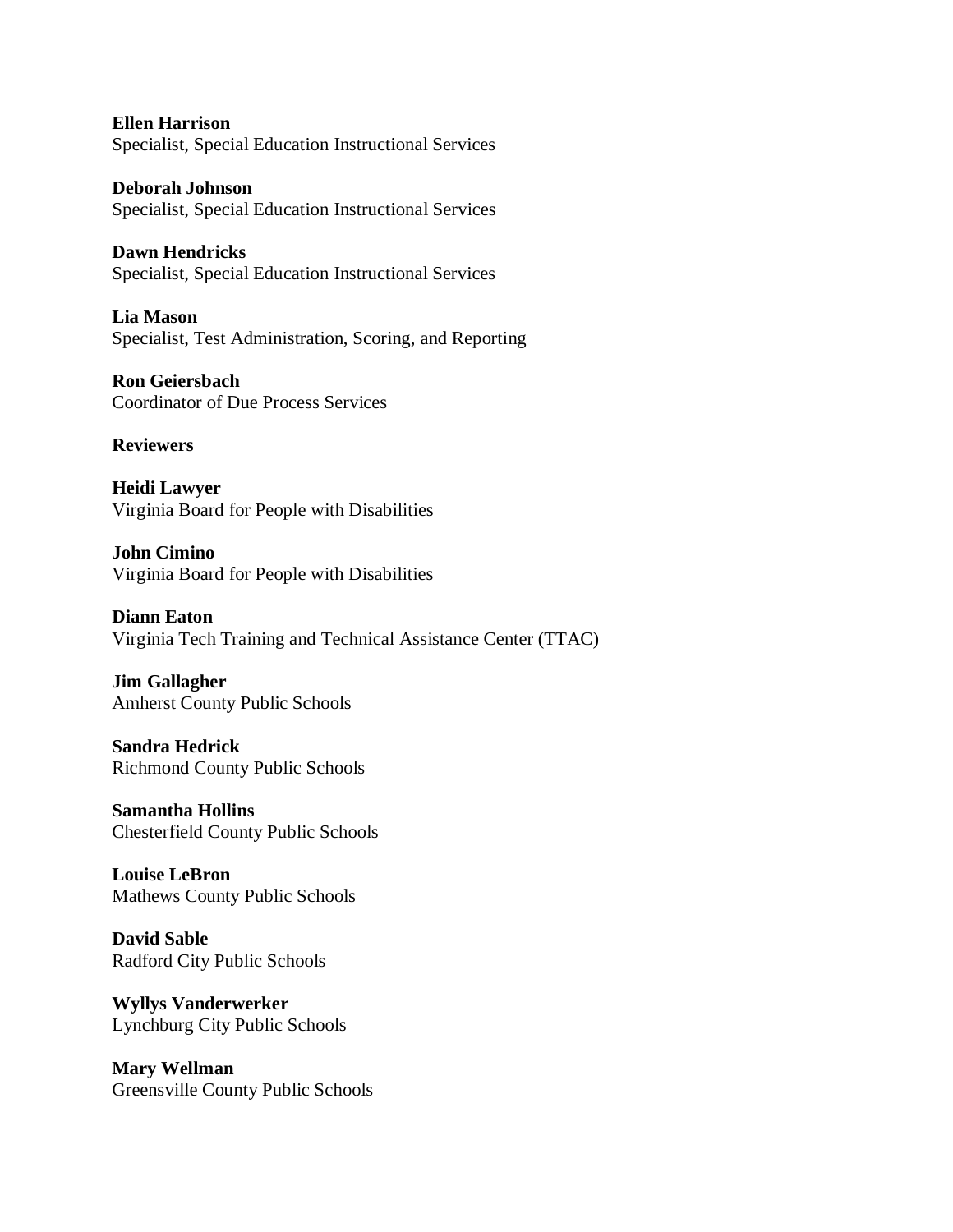**Ellen Harrison**
Specialist, Special Education Instructional Services

**Deborah Johnson**
Specialist, Special Education Instructional Services

**Dawn Hendricks**
Specialist, Special Education Instructional Services

**Lia Mason**
Specialist, Test Administration, Scoring, and Reporting

**Ron Geiersbach**
Coordinator of Due Process Services

**Reviewers**

**Heidi Lawyer**
Virginia Board for People with Disabilities

**John Cimino**
Virginia Board for People with Disabilities

**Diann Eaton**
Virginia Tech Training and Technical Assistance Center (TTAC)

**Jim Gallagher**
Amherst County Public Schools

**Sandra Hedrick**
Richmond County Public Schools

**Samantha Hollins**
Chesterfield County Public Schools

**Louise LeBron**
Mathews County Public Schools

**David Sable**
Radford City Public Schools

**Wyllys Vanderwerker**
Lynchburg City Public Schools

**Mary Wellman**
Greensville County Public Schools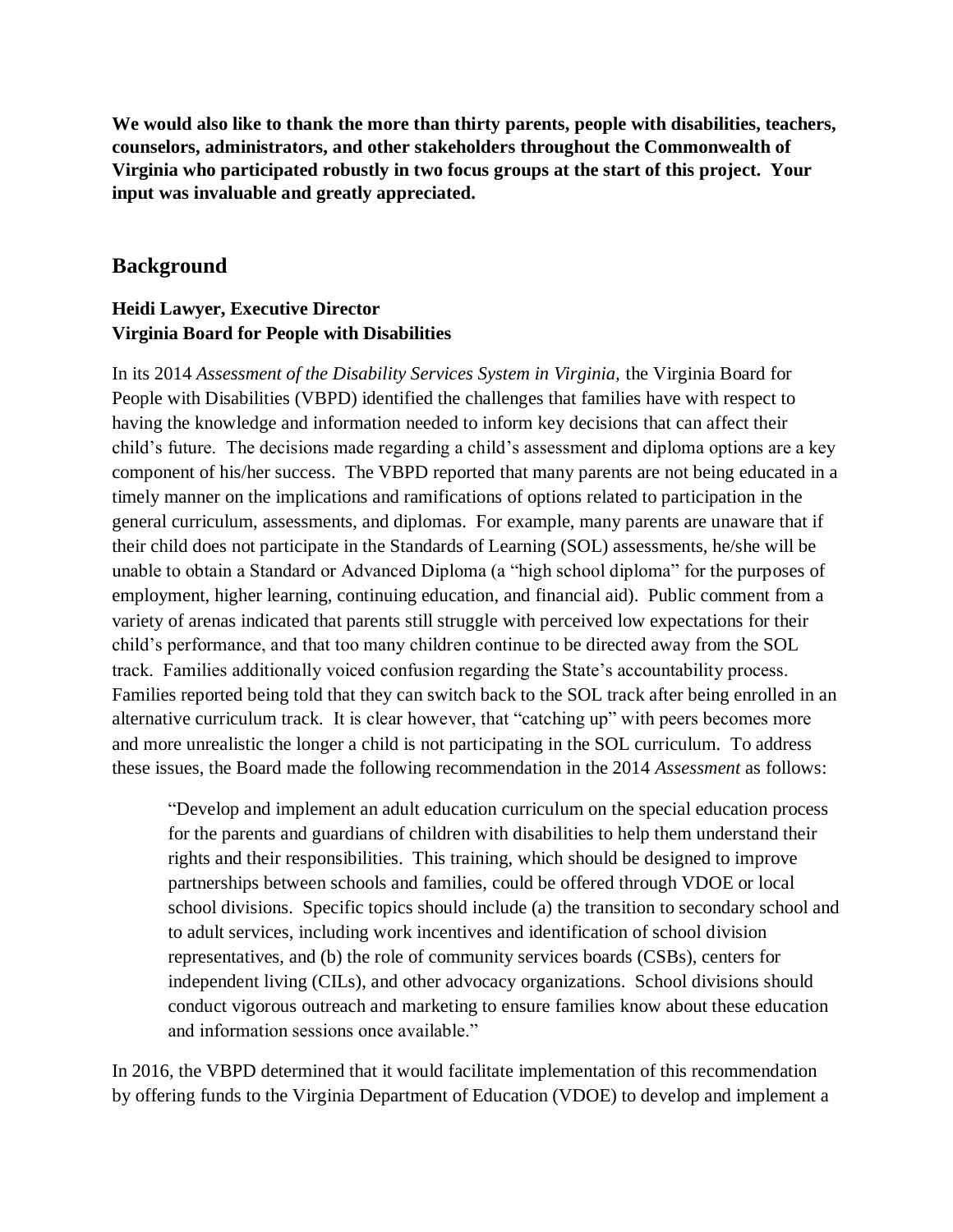**We would also like to thank the more than thirty parents, people with disabilities, teachers, counselors, administrators, and other stakeholders throughout the Commonwealth of Virginia who participated robustly in two focus groups at the start of this project. Your input was invaluable and greatly appreciated.**

## Background

**Heidi Lawyer, Executive Director**
**Virginia Board for People with Disabilities**

In its 2014 *Assessment of the Disability Services System in Virginia,* the Virginia Board for People with Disabilities (VBPD) identified the challenges that families have with respect to having the knowledge and information needed to inform key decisions that can affect their child's future. The decisions made regarding a child's assessment and diploma options are a key component of his/her success. The VBPD reported that many parents are not being educated in a timely manner on the implications and ramifications of options related to participation in the general curriculum, assessments, and diplomas. For example, many parents are unaware that if their child does not participate in the Standards of Learning (SOL) assessments, he/she will be unable to obtain a Standard or Advanced Diploma (a "high school diploma" for the purposes of employment, higher learning, continuing education, and financial aid). Public comment from a variety of arenas indicated that parents still struggle with perceived low expectations for their child's performance, and that too many children continue to be directed away from the SOL track. Families additionally voiced confusion regarding the State's accountability process. Families reported being told that they can switch back to the SOL track after being enrolled in an alternative curriculum track. It is clear however, that "catching up" with peers becomes more and more unrealistic the longer a child is not participating in the SOL curriculum. To address these issues, the Board made the following recommendation in the 2014 *Assessment* as follows:

> "Develop and implement an adult education curriculum on the special education process for the parents and guardians of children with disabilities to help them understand their rights and their responsibilities. This training, which should be designed to improve partnerships between schools and families, could be offered through VDOE or local school divisions. Specific topics should include (a) the transition to secondary school and to adult services, including work incentives and identification of school division representatives, and (b) the role of community services boards (CSBs), centers for independent living (CILs), and other advocacy organizations. School divisions should conduct vigorous outreach and marketing to ensure families know about these education and information sessions once available."

In 2016, the VBPD determined that it would facilitate implementation of this recommendation by offering funds to the Virginia Department of Education (VDOE) to develop and implement a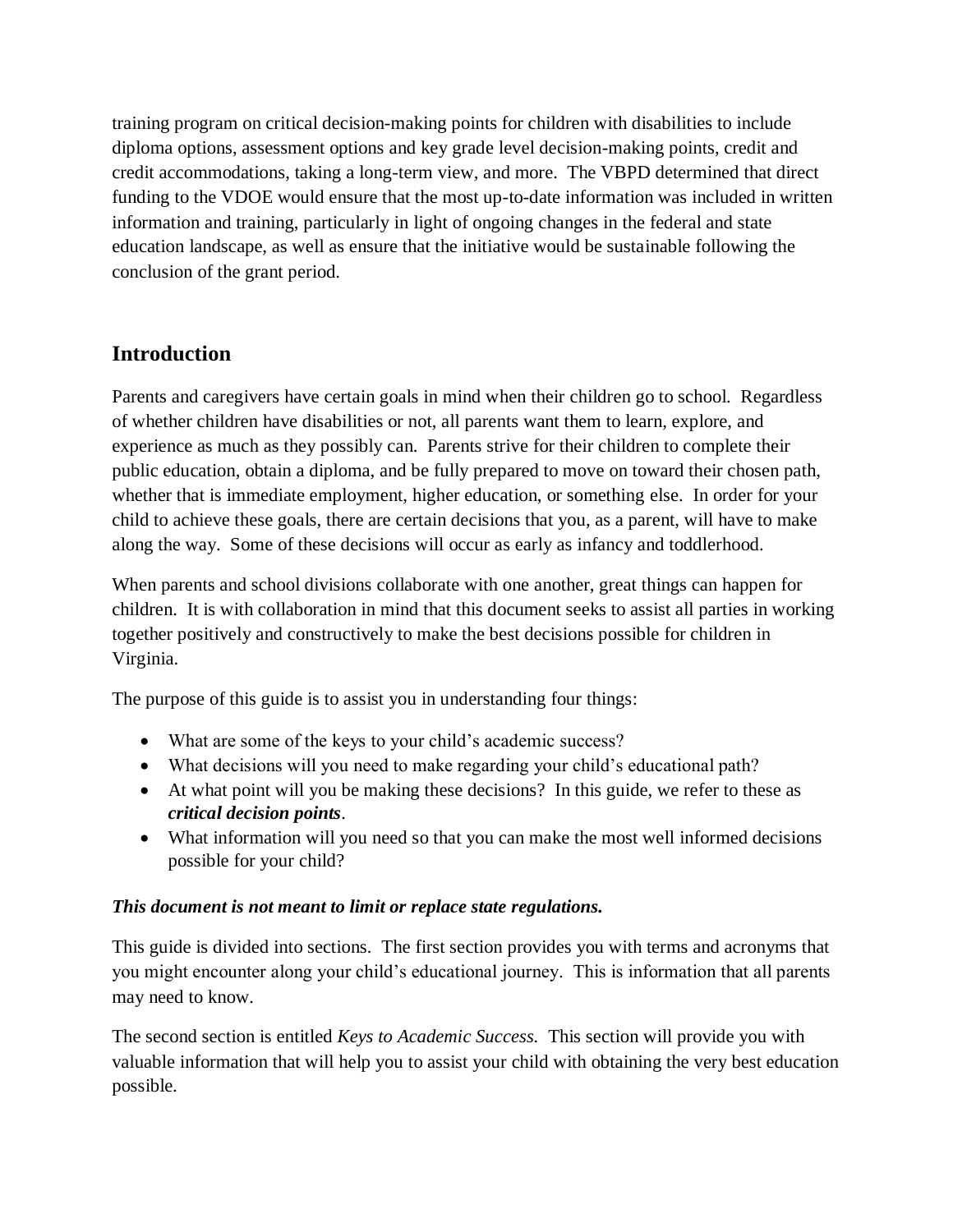training program on critical decision-making points for children with disabilities to include diploma options, assessment options and key grade level decision-making points, credit and credit accommodations, taking a long-term view, and more. The VBPD determined that direct funding to the VDOE would ensure that the most up-to-date information was included in written information and training, particularly in light of ongoing changes in the federal and state education landscape, as well as ensure that the initiative would be sustainable following the conclusion of the grant period.

## Introduction

Parents and caregivers have certain goals in mind when their children go to school. Regardless of whether children have disabilities or not, all parents want them to learn, explore, and experience as much as they possibly can. Parents strive for their children to complete their public education, obtain a diploma, and be fully prepared to move on toward their chosen path, whether that is immediate employment, higher education, or something else. In order for your child to achieve these goals, there are certain decisions that you, as a parent, will have to make along the way. Some of these decisions will occur as early as infancy and toddlerhood.

When parents and school divisions collaborate with one another, great things can happen for children. It is with collaboration in mind that this document seeks to assist all parties in working together positively and constructively to make the best decisions possible for children in Virginia.

The purpose of this guide is to assist you in understanding four things:

- What are some of the keys to your child's academic success?
- What decisions will you need to make regarding your child's educational path?
- At what point will you be making these decisions? In this guide, we refer to these as ***critical decision points***.
- What information will you need so that you can make the most well informed decisions possible for your child?

***This document is not meant to limit or replace state regulations.***

This guide is divided into sections. The first section provides you with terms and acronyms that you might encounter along your child's educational journey. This is information that all parents may need to know.

The second section is entitled *Keys to Academic Success.* This section will provide you with valuable information that will help you to assist your child with obtaining the very best education possible.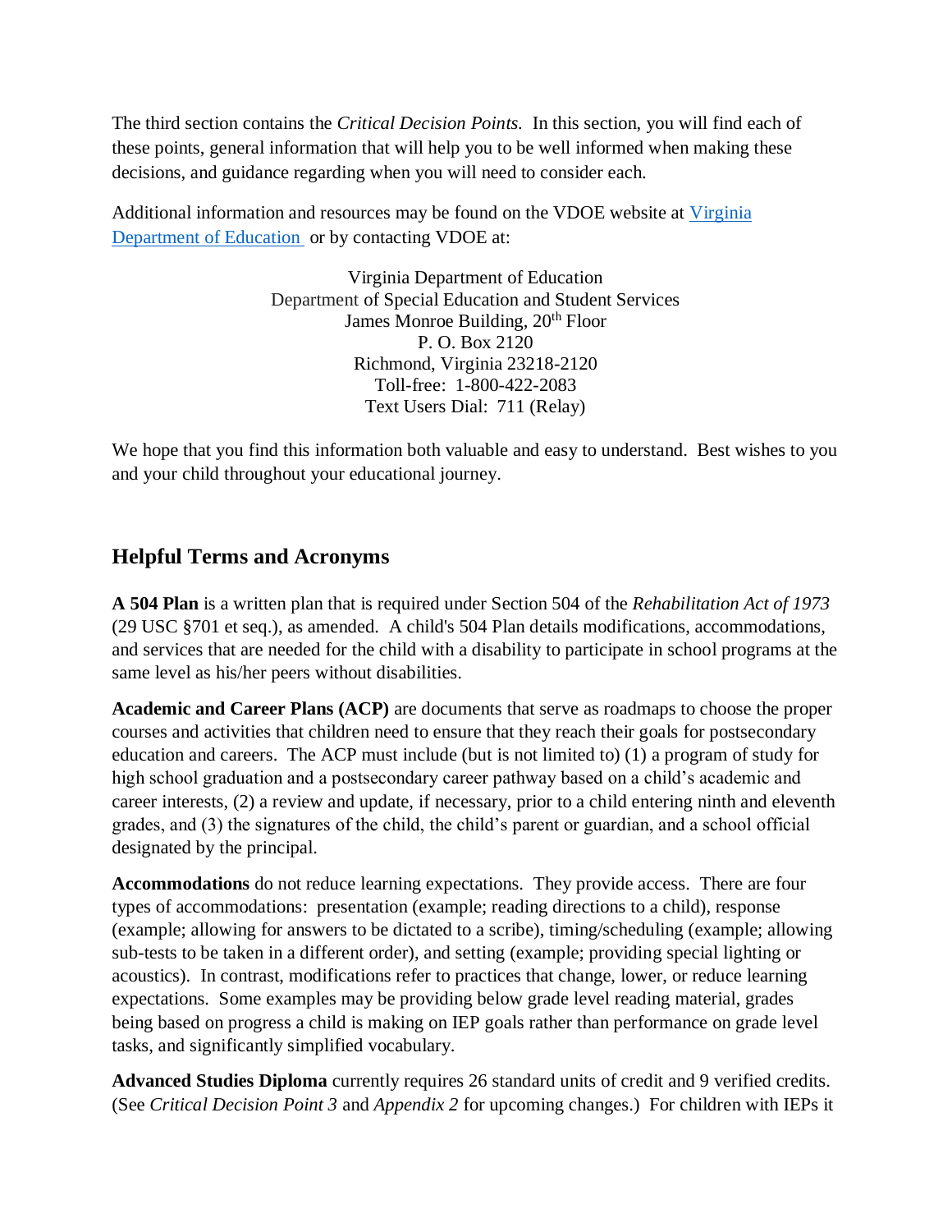The third section contains the *Critical Decision Points.* In this section, you will find each of these points, general information that will help you to be well informed when making these decisions, and guidance regarding when you will need to consider each.

Additional information and resources may be found on the VDOE website at [Virginia Department of Education](#) or by contacting VDOE at:

Virginia Department of Education
Department of Special Education and Student Services
James Monroe Building, 20th Floor
P. O. Box 2120
Richmond, Virginia 23218-2120
Toll-free: 1-800-422-2083
Text Users Dial: 711 (Relay)

We hope that you find this information both valuable and easy to understand. Best wishes to you and your child throughout your educational journey.

## Helpful Terms and Acronyms

**A 504 Plan** is a written plan that is required under Section 504 of the *Rehabilitation Act of 1973* (29 USC §701 et seq.), as amended. A child's 504 Plan details modifications, accommodations, and services that are needed for the child with a disability to participate in school programs at the same level as his/her peers without disabilities.

**Academic and Career Plans (ACP)** are documents that serve as roadmaps to choose the proper courses and activities that children need to ensure that they reach their goals for postsecondary education and careers. The ACP must include (but is not limited to) (1) a program of study for high school graduation and a postsecondary career pathway based on a child's academic and career interests, (2) a review and update, if necessary, prior to a child entering ninth and eleventh grades, and (3) the signatures of the child, the child's parent or guardian, and a school official designated by the principal.

**Accommodations** do not reduce learning expectations. They provide access. There are four types of accommodations: presentation (example; reading directions to a child), response (example; allowing for answers to be dictated to a scribe), timing/scheduling (example; allowing sub-tests to be taken in a different order), and setting (example; providing special lighting or acoustics). In contrast, modifications refer to practices that change, lower, or reduce learning expectations. Some examples may be providing below grade level reading material, grades being based on progress a child is making on IEP goals rather than performance on grade level tasks, and significantly simplified vocabulary.

**Advanced Studies Diploma** currently requires 26 standard units of credit and 9 verified credits. (See *Critical Decision Point 3* and *Appendix 2* for upcoming changes.) For children with IEPs it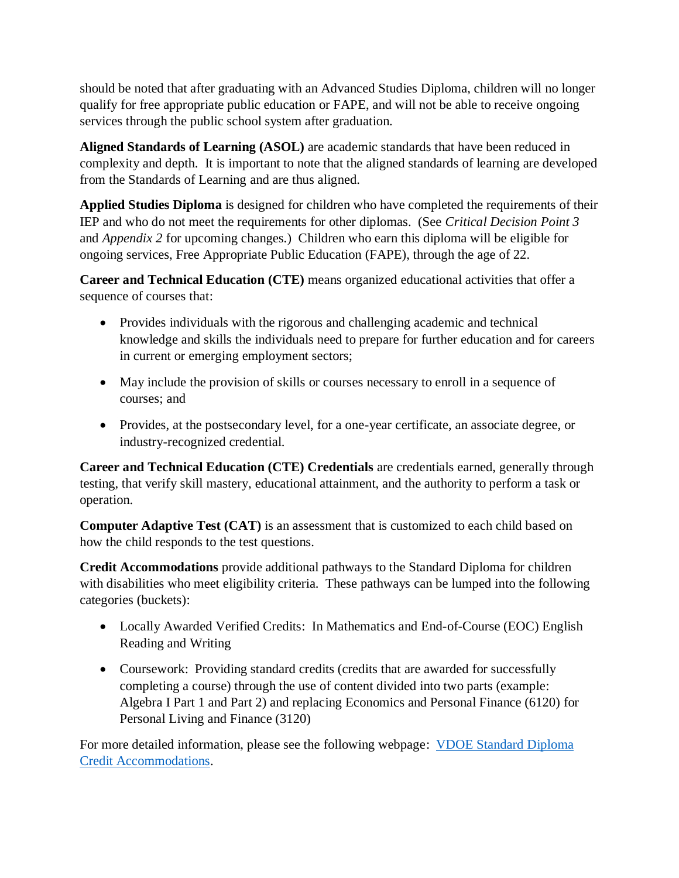should be noted that after graduating with an Advanced Studies Diploma, children will no longer qualify for free appropriate public education or FAPE, and will not be able to receive ongoing services through the public school system after graduation.

**Aligned Standards of Learning (ASOL)** are academic standards that have been reduced in complexity and depth. It is important to note that the aligned standards of learning are developed from the Standards of Learning and are thus aligned.

**Applied Studies Diploma** is designed for children who have completed the requirements of their IEP and who do not meet the requirements for other diplomas. (See *Critical Decision Point 3* and *Appendix 2* for upcoming changes.) Children who earn this diploma will be eligible for ongoing services, Free Appropriate Public Education (FAPE), through the age of 22.

**Career and Technical Education (CTE)** means organized educational activities that offer a sequence of courses that:

- Provides individuals with the rigorous and challenging academic and technical knowledge and skills the individuals need to prepare for further education and for careers in current or emerging employment sectors;
- May include the provision of skills or courses necessary to enroll in a sequence of courses; and
- Provides, at the postsecondary level, for a one-year certificate, an associate degree, or industry-recognized credential.

**Career and Technical Education (CTE) Credentials** are credentials earned, generally through testing, that verify skill mastery, educational attainment, and the authority to perform a task or operation.

**Computer Adaptive Test (CAT)** is an assessment that is customized to each child based on how the child responds to the test questions.

**Credit Accommodations** provide additional pathways to the Standard Diploma for children with disabilities who meet eligibility criteria. These pathways can be lumped into the following categories (buckets):

- Locally Awarded Verified Credits: In Mathematics and End-of-Course (EOC) English Reading and Writing
- Coursework: Providing standard credits (credits that are awarded for successfully completing a course) through the use of content divided into two parts (example: Algebra I Part 1 and Part 2) and replacing Economics and Personal Finance (6120) for Personal Living and Finance (3120)

For more detailed information, please see the following webpage: [VDOE Standard Diploma Credit Accommodations](VDOE Standard Diploma Credit Accommodations).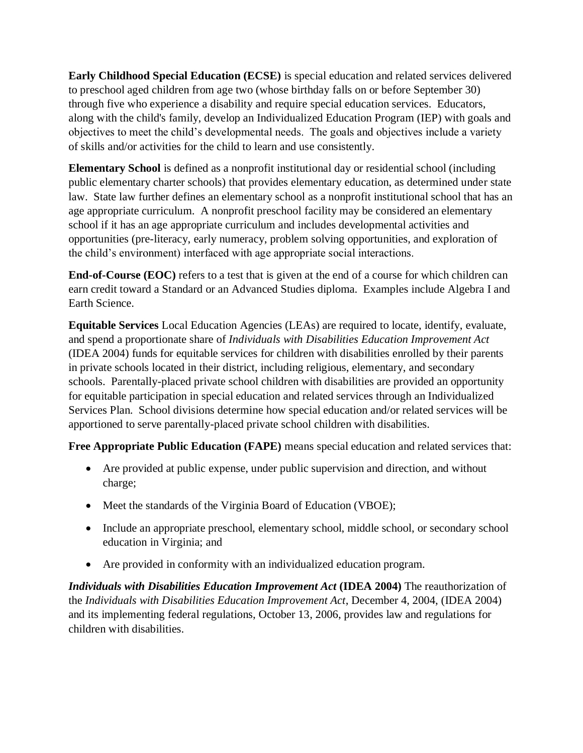**Early Childhood Special Education (ECSE)** is special education and related services delivered to preschool aged children from age two (whose birthday falls on or before September 30) through five who experience a disability and require special education services. Educators, along with the child's family, develop an Individualized Education Program (IEP) with goals and objectives to meet the child's developmental needs. The goals and objectives include a variety of skills and/or activities for the child to learn and use consistently.

**Elementary School** is defined as a nonprofit institutional day or residential school (including public elementary charter schools) that provides elementary education, as determined under state law. State law further defines an elementary school as a nonprofit institutional school that has an age appropriate curriculum. A nonprofit preschool facility may be considered an elementary school if it has an age appropriate curriculum and includes developmental activities and opportunities (pre-literacy, early numeracy, problem solving opportunities, and exploration of the child's environment) interfaced with age appropriate social interactions.

**End-of-Course (EOC)** refers to a test that is given at the end of a course for which children can earn credit toward a Standard or an Advanced Studies diploma. Examples include Algebra I and Earth Science.

**Equitable Services** Local Education Agencies (LEAs) are required to locate, identify, evaluate, and spend a proportionate share of *Individuals with Disabilities Education Improvement Act* (IDEA 2004) funds for equitable services for children with disabilities enrolled by their parents in private schools located in their district, including religious, elementary, and secondary schools. Parentally-placed private school children with disabilities are provided an opportunity for equitable participation in special education and related services through an Individualized Services Plan. School divisions determine how special education and/or related services will be apportioned to serve parentally-placed private school children with disabilities.

**Free Appropriate Public Education (FAPE)** means special education and related services that:

- Are provided at public expense, under public supervision and direction, and without charge;
- Meet the standards of the Virginia Board of Education (VBOE);
- Include an appropriate preschool, elementary school, middle school, or secondary school education in Virginia; and
- Are provided in conformity with an individualized education program.

***Individuals with Disabilities Education Improvement Act* (IDEA 2004)** The reauthorization of the *Individuals with Disabilities Education Improvement Act*, December 4, 2004, (IDEA 2004) and its implementing federal regulations, October 13, 2006, provides law and regulations for children with disabilities.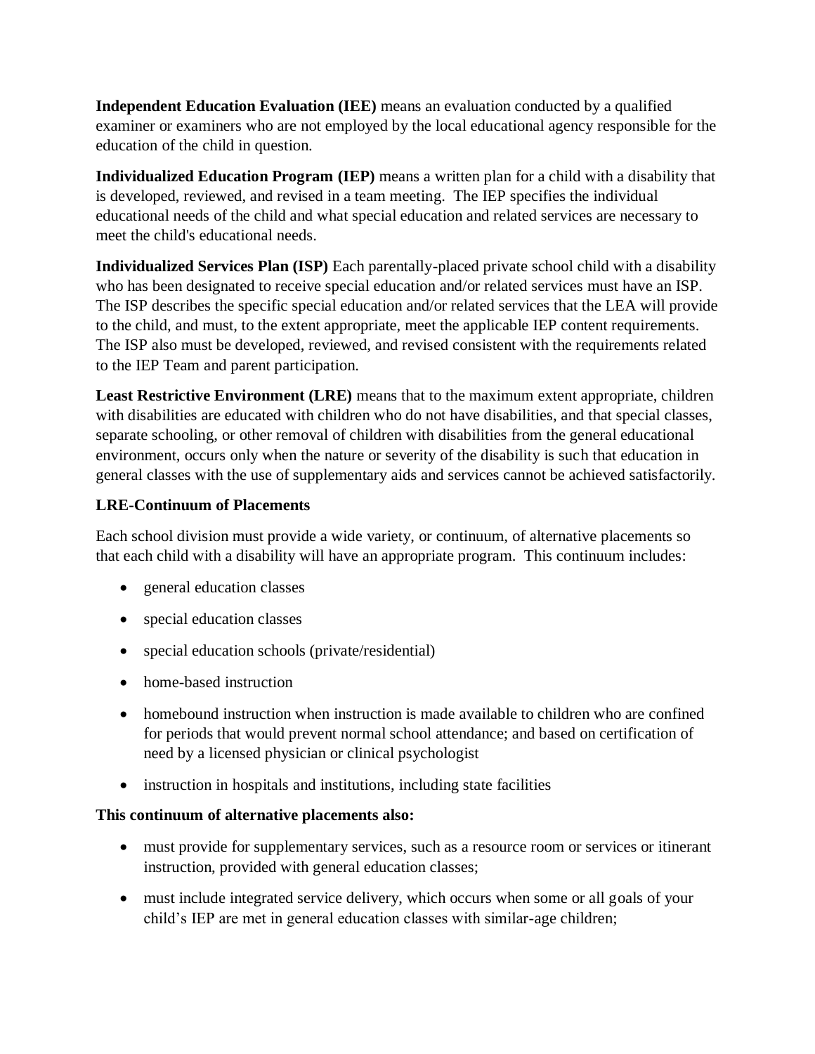**Independent Education Evaluation (IEE)** means an evaluation conducted by a qualified examiner or examiners who are not employed by the local educational agency responsible for the education of the child in question.

**Individualized Education Program (IEP)** means a written plan for a child with a disability that is developed, reviewed, and revised in a team meeting. The IEP specifies the individual educational needs of the child and what special education and related services are necessary to meet the child's educational needs.

**Individualized Services Plan (ISP)** Each parentally-placed private school child with a disability who has been designated to receive special education and/or related services must have an ISP. The ISP describes the specific special education and/or related services that the LEA will provide to the child, and must, to the extent appropriate, meet the applicable IEP content requirements. The ISP also must be developed, reviewed, and revised consistent with the requirements related to the IEP Team and parent participation.

**Least Restrictive Environment (LRE)** means that to the maximum extent appropriate, children with disabilities are educated with children who do not have disabilities, and that special classes, separate schooling, or other removal of children with disabilities from the general educational environment, occurs only when the nature or severity of the disability is such that education in general classes with the use of supplementary aids and services cannot be achieved satisfactorily.

**LRE-Continuum of Placements**

Each school division must provide a wide variety, or continuum, of alternative placements so that each child with a disability will have an appropriate program. This continuum includes:

- general education classes
- special education classes
- special education schools (private/residential)
- home-based instruction
- homebound instruction when instruction is made available to children who are confined for periods that would prevent normal school attendance; and based on certification of need by a licensed physician or clinical psychologist
- instruction in hospitals and institutions, including state facilities

**This continuum of alternative placements also:**

- must provide for supplementary services, such as a resource room or services or itinerant instruction, provided with general education classes;
- must include integrated service delivery, which occurs when some or all goals of your child's IEP are met in general education classes with similar-age children;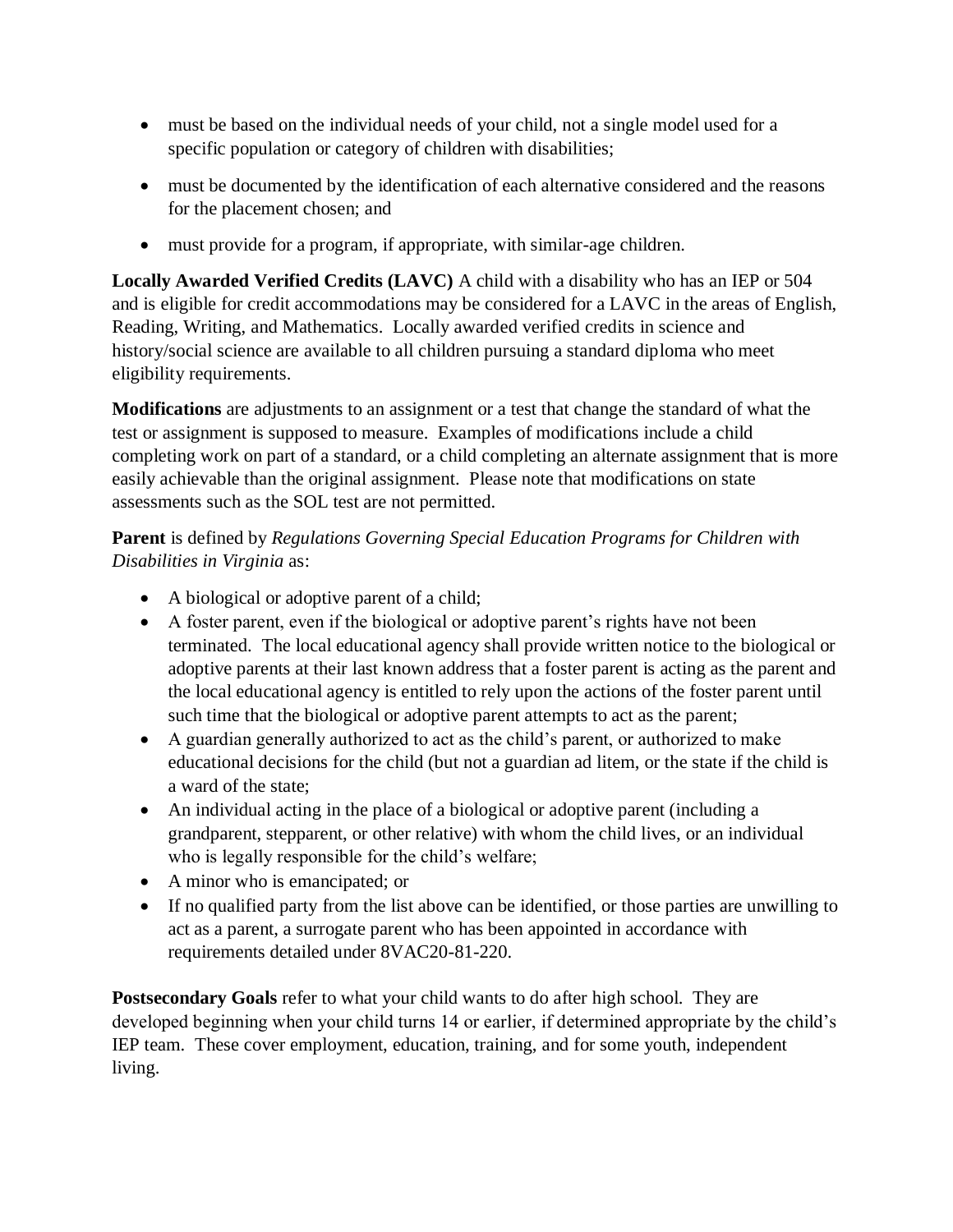- must be based on the individual needs of your child, not a single model used for a specific population or category of children with disabilities;
- must be documented by the identification of each alternative considered and the reasons for the placement chosen; and
- must provide for a program, if appropriate, with similar-age children.

**Locally Awarded Verified Credits (LAVC)** A child with a disability who has an IEP or 504 and is eligible for credit accommodations may be considered for a LAVC in the areas of English, Reading, Writing, and Mathematics. Locally awarded verified credits in science and history/social science are available to all children pursuing a standard diploma who meet eligibility requirements.

**Modifications** are adjustments to an assignment or a test that change the standard of what the test or assignment is supposed to measure. Examples of modifications include a child completing work on part of a standard, or a child completing an alternate assignment that is more easily achievable than the original assignment. Please note that modifications on state assessments such as the SOL test are not permitted.

**Parent** is defined by *Regulations Governing Special Education Programs for Children with Disabilities in Virginia* as:

- A biological or adoptive parent of a child;
- A foster parent, even if the biological or adoptive parent's rights have not been terminated. The local educational agency shall provide written notice to the biological or adoptive parents at their last known address that a foster parent is acting as the parent and the local educational agency is entitled to rely upon the actions of the foster parent until such time that the biological or adoptive parent attempts to act as the parent;
- A guardian generally authorized to act as the child's parent, or authorized to make educational decisions for the child (but not a guardian ad litem, or the state if the child is a ward of the state;
- An individual acting in the place of a biological or adoptive parent (including a grandparent, stepparent, or other relative) with whom the child lives, or an individual who is legally responsible for the child's welfare;
- A minor who is emancipated; or
- If no qualified party from the list above can be identified, or those parties are unwilling to act as a parent, a surrogate parent who has been appointed in accordance with requirements detailed under 8VAC20-81-220.

**Postsecondary Goals** refer to what your child wants to do after high school. They are developed beginning when your child turns 14 or earlier, if determined appropriate by the child's IEP team. These cover employment, education, training, and for some youth, independent living.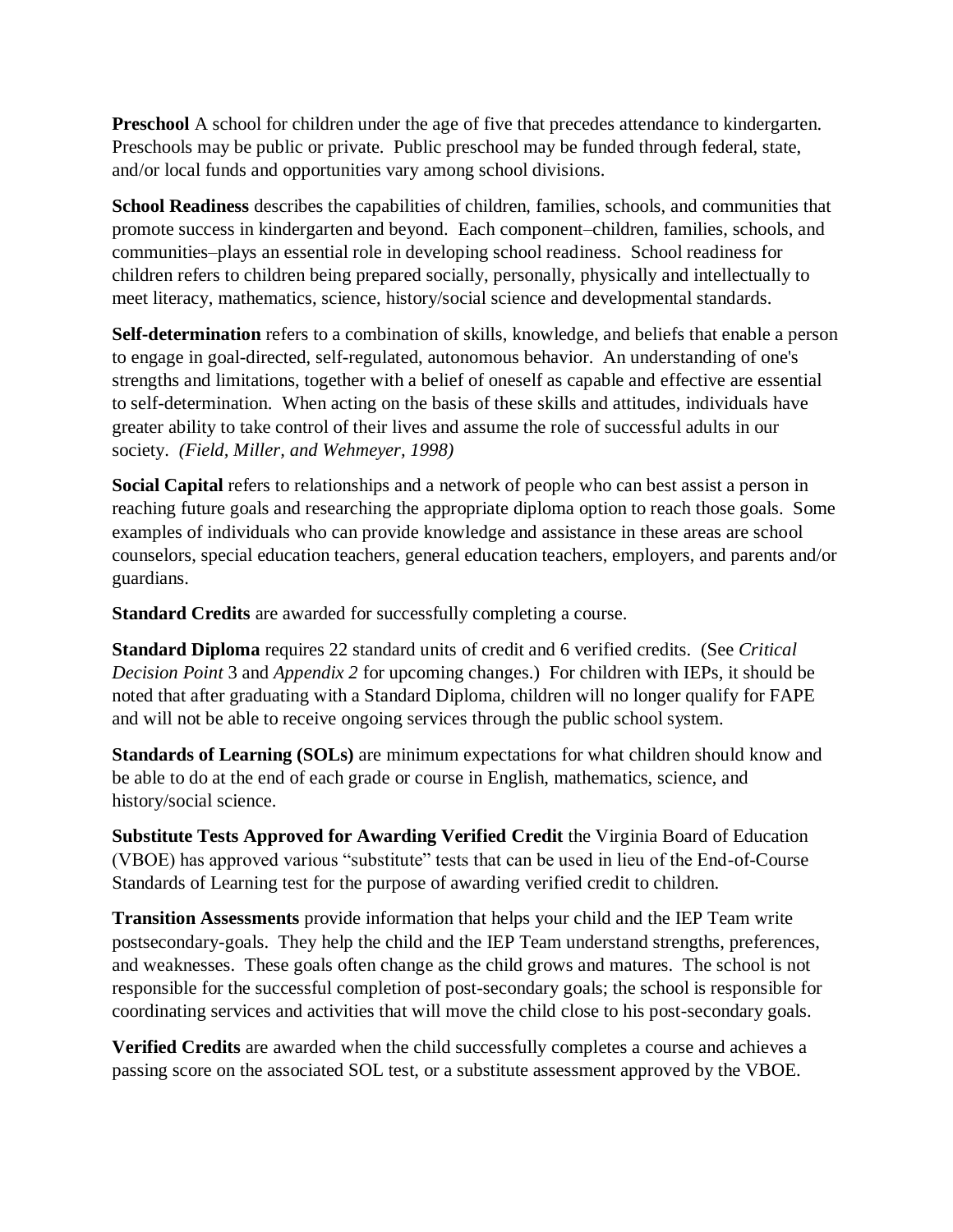**Preschool** A school for children under the age of five that precedes attendance to kindergarten. Preschools may be public or private. Public preschool may be funded through federal, state, and/or local funds and opportunities vary among school divisions.

**School Readiness** describes the capabilities of children, families, schools, and communities that promote success in kindergarten and beyond. Each component–children, families, schools, and communities–plays an essential role in developing school readiness. School readiness for children refers to children being prepared socially, personally, physically and intellectually to meet literacy, mathematics, science, history/social science and developmental standards.

**Self-determination** refers to a combination of skills, knowledge, and beliefs that enable a person to engage in goal-directed, self-regulated, autonomous behavior. An understanding of one's strengths and limitations, together with a belief of oneself as capable and effective are essential to self-determination. When acting on the basis of these skills and attitudes, individuals have greater ability to take control of their lives and assume the role of successful adults in our society. *(Field, Miller, and Wehmeyer, 1998)*

**Social Capital** refers to relationships and a network of people who can best assist a person in reaching future goals and researching the appropriate diploma option to reach those goals. Some examples of individuals who can provide knowledge and assistance in these areas are school counselors, special education teachers, general education teachers, employers, and parents and/or guardians.

**Standard Credits** are awarded for successfully completing a course.

**Standard Diploma** requires 22 standard units of credit and 6 verified credits. (See *Critical Decision Point* 3 and *Appendix 2* for upcoming changes.) For children with IEPs, it should be noted that after graduating with a Standard Diploma, children will no longer qualify for FAPE and will not be able to receive ongoing services through the public school system.

**Standards of Learning (SOLs)** are minimum expectations for what children should know and be able to do at the end of each grade or course in English, mathematics, science, and history/social science.

**Substitute Tests Approved for Awarding Verified Credit** the Virginia Board of Education (VBOE) has approved various "substitute" tests that can be used in lieu of the End-of-Course Standards of Learning test for the purpose of awarding verified credit to children.

**Transition Assessments** provide information that helps your child and the IEP Team write postsecondary-goals. They help the child and the IEP Team understand strengths, preferences, and weaknesses. These goals often change as the child grows and matures. The school is not responsible for the successful completion of post-secondary goals; the school is responsible for coordinating services and activities that will move the child close to his post-secondary goals.

**Verified Credits** are awarded when the child successfully completes a course and achieves a passing score on the associated SOL test, or a substitute assessment approved by the VBOE.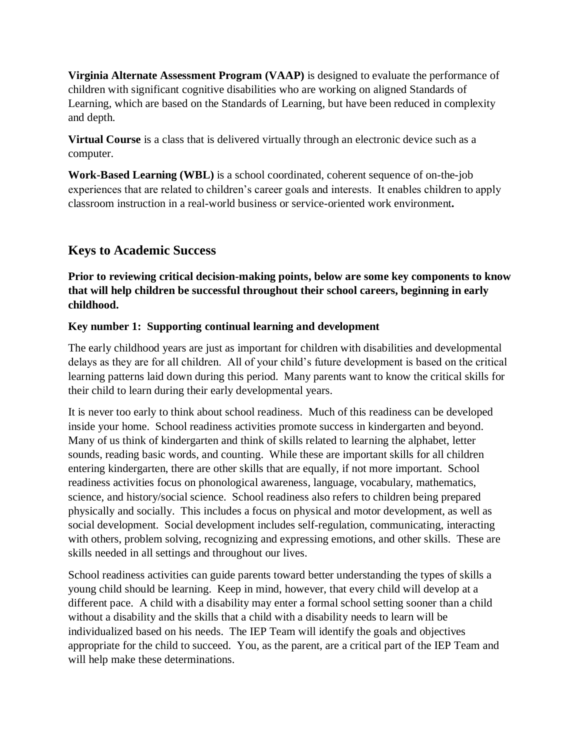**Virginia Alternate Assessment Program (VAAP)** is designed to evaluate the performance of children with significant cognitive disabilities who are working on aligned Standards of Learning, which are based on the Standards of Learning, but have been reduced in complexity and depth.

**Virtual Course** is a class that is delivered virtually through an electronic device such as a computer.

**Work-Based Learning (WBL)** is a school coordinated, coherent sequence of on-the-job experiences that are related to children's career goals and interests. It enables children to apply classroom instruction in a real-world business or service-oriented work environment**.**

## Keys to Academic Success

**Prior to reviewing critical decision-making points, below are some key components to know that will help children be successful throughout their school careers, beginning in early childhood.**

### Key number 1: Supporting continual learning and development

The early childhood years are just as important for children with disabilities and developmental delays as they are for all children. All of your child's future development is based on the critical learning patterns laid down during this period. Many parents want to know the critical skills for their child to learn during their early developmental years.

It is never too early to think about school readiness. Much of this readiness can be developed inside your home. School readiness activities promote success in kindergarten and beyond. Many of us think of kindergarten and think of skills related to learning the alphabet, letter sounds, reading basic words, and counting. While these are important skills for all children entering kindergarten, there are other skills that are equally, if not more important. School readiness activities focus on phonological awareness, language, vocabulary, mathematics, science, and history/social science. School readiness also refers to children being prepared physically and socially. This includes a focus on physical and motor development, as well as social development. Social development includes self-regulation, communicating, interacting with others, problem solving, recognizing and expressing emotions, and other skills. These are skills needed in all settings and throughout our lives.

School readiness activities can guide parents toward better understanding the types of skills a young child should be learning. Keep in mind, however, that every child will develop at a different pace. A child with a disability may enter a formal school setting sooner than a child without a disability and the skills that a child with a disability needs to learn will be individualized based on his needs. The IEP Team will identify the goals and objectives appropriate for the child to succeed. You, as the parent, are a critical part of the IEP Team and will help make these determinations.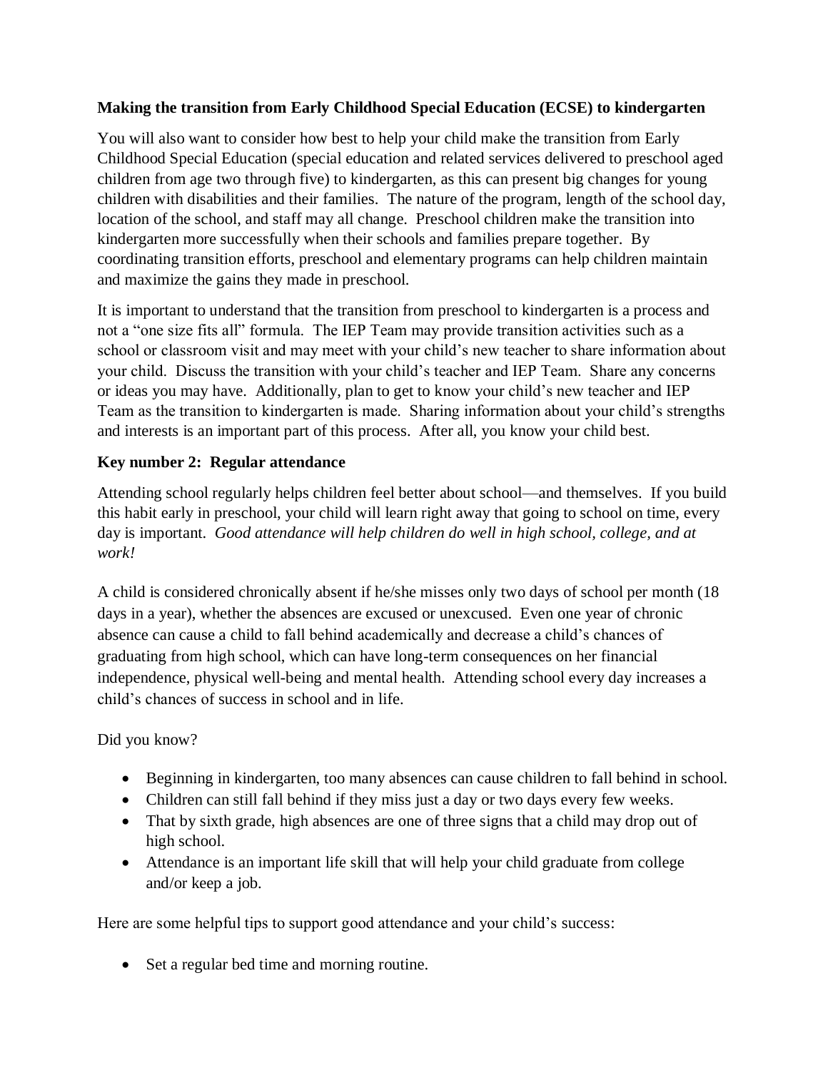### **Making the transition from Early Childhood Special Education (ECSE) to kindergarten**

You will also want to consider how best to help your child make the transition from Early Childhood Special Education (special education and related services delivered to preschool aged children from age two through five) to kindergarten, as this can present big changes for young children with disabilities and their families. The nature of the program, length of the school day, location of the school, and staff may all change. Preschool children make the transition into kindergarten more successfully when their schools and families prepare together. By coordinating transition efforts, preschool and elementary programs can help children maintain and maximize the gains they made in preschool.

It is important to understand that the transition from preschool to kindergarten is a process and not a "one size fits all" formula. The IEP Team may provide transition activities such as a school or classroom visit and may meet with your child's new teacher to share information about your child. Discuss the transition with your child's teacher and IEP Team. Share any concerns or ideas you may have. Additionally, plan to get to know your child's new teacher and IEP Team as the transition to kindergarten is made. Sharing information about your child's strengths and interests is an important part of this process. After all, you know your child best.

### **Key number 2: Regular attendance**

Attending school regularly helps children feel better about school—and themselves. If you build this habit early in preschool, your child will learn right away that going to school on time, every day is important. *Good attendance will help children do well in high school, college, and at work!*

A child is considered chronically absent if he/she misses only two days of school per month (18 days in a year), whether the absences are excused or unexcused. Even one year of chronic absence can cause a child to fall behind academically and decrease a child's chances of graduating from high school, which can have long-term consequences on her financial independence, physical well-being and mental health. Attending school every day increases a child's chances of success in school and in life.

Did you know?

- Beginning in kindergarten, too many absences can cause children to fall behind in school.
- Children can still fall behind if they miss just a day or two days every few weeks.
- That by sixth grade, high absences are one of three signs that a child may drop out of high school.
- Attendance is an important life skill that will help your child graduate from college and/or keep a job.

Here are some helpful tips to support good attendance and your child's success:

- Set a regular bed time and morning routine.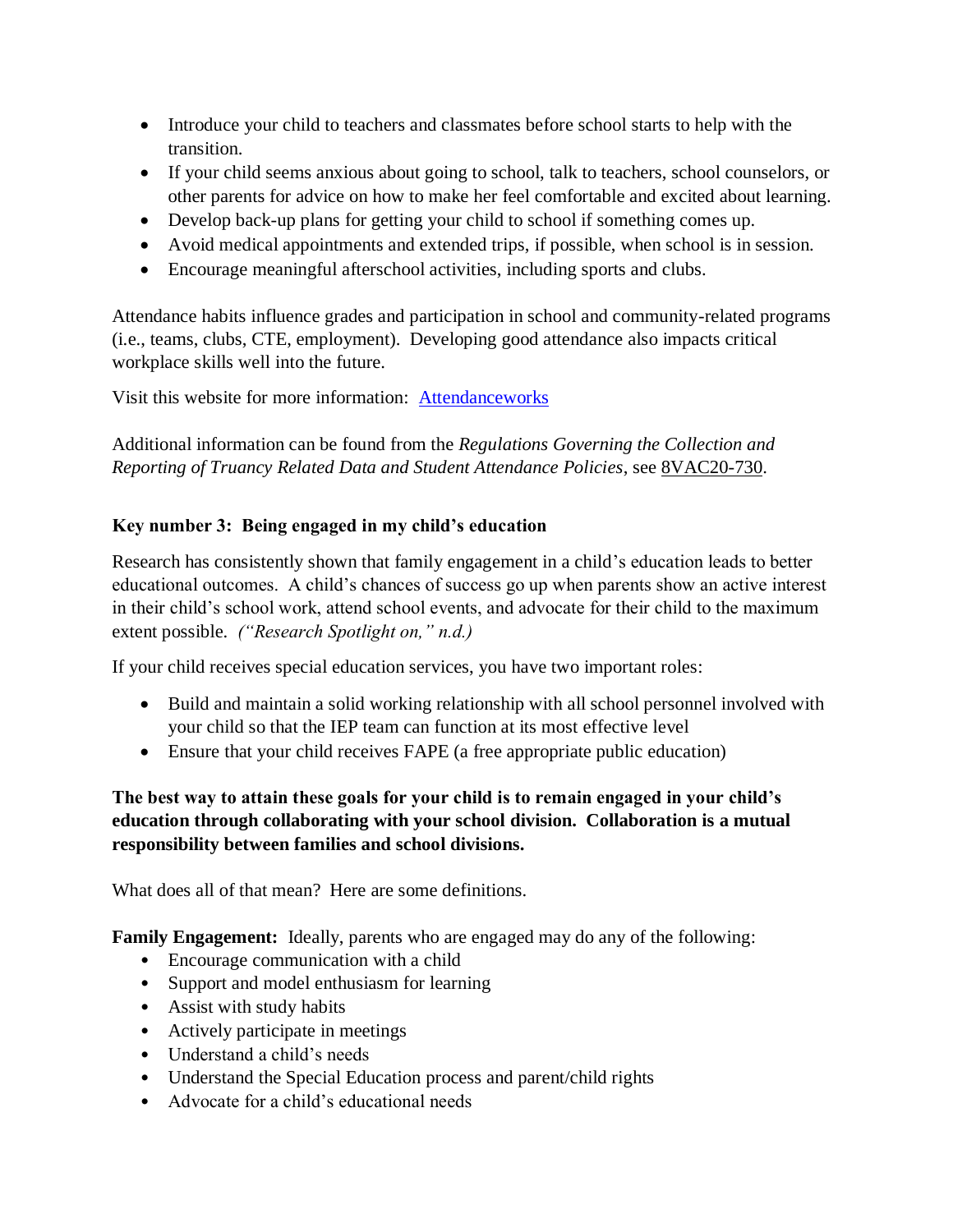- Introduce your child to teachers and classmates before school starts to help with the transition.
- If your child seems anxious about going to school, talk to teachers, school counselors, or other parents for advice on how to make her feel comfortable and excited about learning.
- Develop back-up plans for getting your child to school if something comes up.
- Avoid medical appointments and extended trips, if possible, when school is in session.
- Encourage meaningful afterschool activities, including sports and clubs.

Attendance habits influence grades and participation in school and community-related programs (i.e., teams, clubs, CTE, employment). Developing good attendance also impacts critical workplace skills well into the future.

Visit this website for more information: [Attendanceworks]

Additional information can be found from the *Regulations Governing the Collection and Reporting of Truancy Related Data and Student Attendance Policies*, see 8VAC20-730.

**Key number 3: Being engaged in my child's education**

Research has consistently shown that family engagement in a child's education leads to better educational outcomes. A child's chances of success go up when parents show an active interest in their child's school work, attend school events, and advocate for their child to the maximum extent possible. *("Research Spotlight on," n.d.)*

If your child receives special education services, you have two important roles:

- Build and maintain a solid working relationship with all school personnel involved with your child so that the IEP team can function at its most effective level
- Ensure that your child receives FAPE (a free appropriate public education)

**The best way to attain these goals for your child is to remain engaged in your child's education through collaborating with your school division. Collaboration is a mutual responsibility between families and school divisions.**

What does all of that mean? Here are some definitions.

**Family Engagement:** Ideally, parents who are engaged may do any of the following:

- Encourage communication with a child
- Support and model enthusiasm for learning
- Assist with study habits
- Actively participate in meetings
- Understand a child's needs
- Understand the Special Education process and parent/child rights
- Advocate for a child's educational needs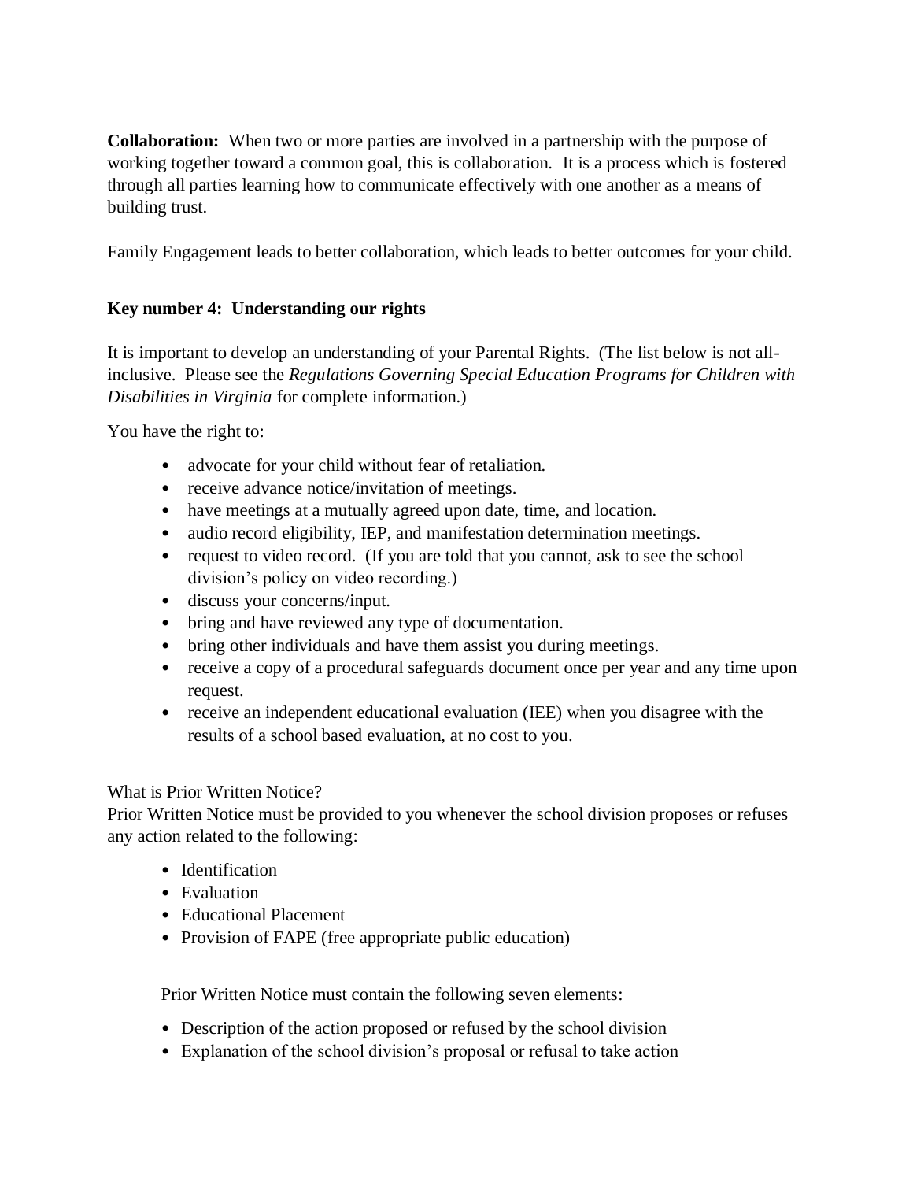**Collaboration:** When two or more parties are involved in a partnership with the purpose of working together toward a common goal, this is collaboration. It is a process which is fostered through all parties learning how to communicate effectively with one another as a means of building trust.

Family Engagement leads to better collaboration, which leads to better outcomes for your child.

**Key number 4: Understanding our rights**

It is important to develop an understanding of your Parental Rights. (The list below is not all-inclusive. Please see the *Regulations Governing Special Education Programs for Children with Disabilities in Virginia* for complete information.)

You have the right to:

- advocate for your child without fear of retaliation.
- receive advance notice/invitation of meetings.
- have meetings at a mutually agreed upon date, time, and location.
- audio record eligibility, IEP, and manifestation determination meetings.
- request to video record. (If you are told that you cannot, ask to see the school division's policy on video recording.)
- discuss your concerns/input.
- bring and have reviewed any type of documentation.
- bring other individuals and have them assist you during meetings.
- receive a copy of a procedural safeguards document once per year and any time upon request.
- receive an independent educational evaluation (IEE) when you disagree with the results of a school based evaluation, at no cost to you.

What is Prior Written Notice?
Prior Written Notice must be provided to you whenever the school division proposes or refuses any action related to the following:

- Identification
- Evaluation
- Educational Placement
- Provision of FAPE (free appropriate public education)

Prior Written Notice must contain the following seven elements:

- Description of the action proposed or refused by the school division
- Explanation of the school division's proposal or refusal to take action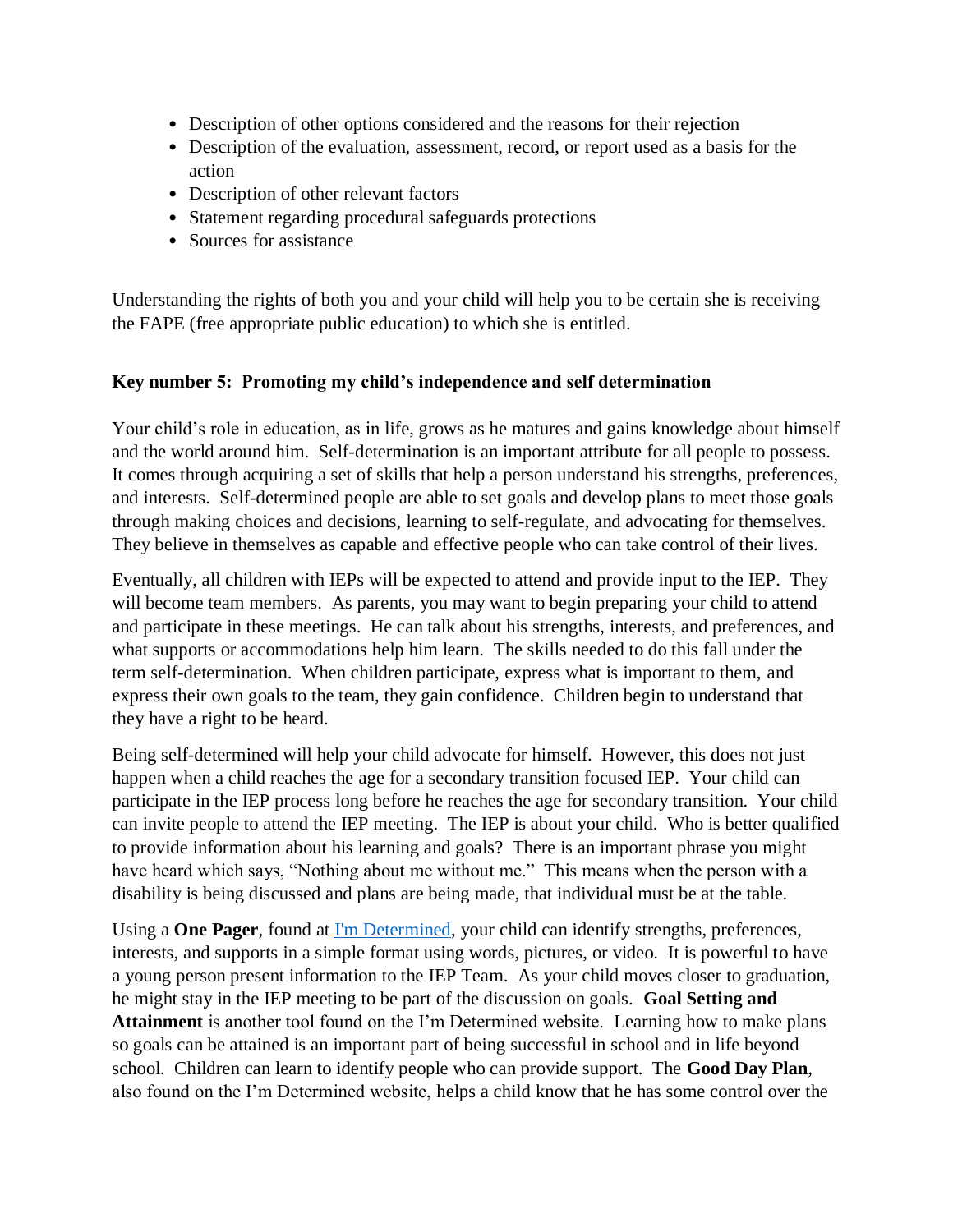- Description of other options considered and the reasons for their rejection
- Description of the evaluation, assessment, record, or report used as a basis for the action
- Description of other relevant factors
- Statement regarding procedural safeguards protections
- Sources for assistance

Understanding the rights of both you and your child will help you to be certain she is receiving the FAPE (free appropriate public education) to which she is entitled.

**Key number 5: Promoting my child's independence and self determination**

Your child's role in education, as in life, grows as he matures and gains knowledge about himself and the world around him. Self-determination is an important attribute for all people to possess. It comes through acquiring a set of skills that help a person understand his strengths, preferences, and interests. Self-determined people are able to set goals and develop plans to meet those goals through making choices and decisions, learning to self-regulate, and advocating for themselves. They believe in themselves as capable and effective people who can take control of their lives.

Eventually, all children with IEPs will be expected to attend and provide input to the IEP. They will become team members. As parents, you may want to begin preparing your child to attend and participate in these meetings. He can talk about his strengths, interests, and preferences, and what supports or accommodations help him learn. The skills needed to do this fall under the term self-determination. When children participate, express what is important to them, and express their own goals to the team, they gain confidence. Children begin to understand that they have a right to be heard.

Being self-determined will help your child advocate for himself. However, this does not just happen when a child reaches the age for a secondary transition focused IEP. Your child can participate in the IEP process long before he reaches the age for secondary transition. Your child can invite people to attend the IEP meeting. The IEP is about your child. Who is better qualified to provide information about his learning and goals? There is an important phrase you might have heard which says, "Nothing about me without me." This means when the person with a disability is being discussed and plans are being made, that individual must be at the table.

Using a **One Pager**, found at [I'm Determined](), your child can identify strengths, preferences, interests, and supports in a simple format using words, pictures, or video. It is powerful to have a young person present information to the IEP Team. As your child moves closer to graduation, he might stay in the IEP meeting to be part of the discussion on goals. **Goal Setting and Attainment** is another tool found on the I'm Determined website. Learning how to make plans so goals can be attained is an important part of being successful in school and in life beyond school. Children can learn to identify people who can provide support. The **Good Day Plan**, also found on the I'm Determined website, helps a child know that he has some control over the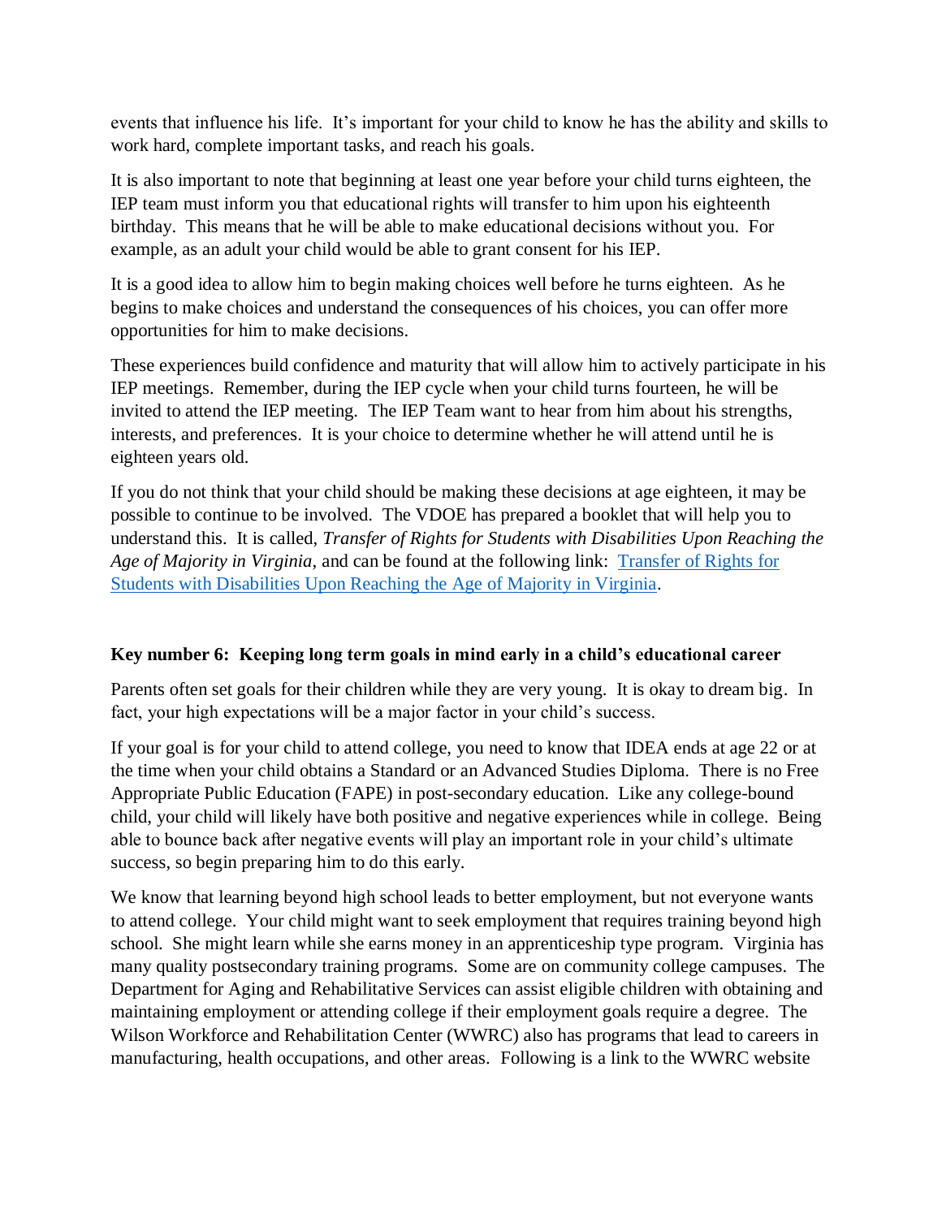events that influence his life. It's important for your child to know he has the ability and skills to work hard, complete important tasks, and reach his goals.

It is also important to note that beginning at least one year before your child turns eighteen, the IEP team must inform you that educational rights will transfer to him upon his eighteenth birthday. This means that he will be able to make educational decisions without you. For example, as an adult your child would be able to grant consent for his IEP.

It is a good idea to allow him to begin making choices well before he turns eighteen. As he begins to make choices and understand the consequences of his choices, you can offer more opportunities for him to make decisions.

These experiences build confidence and maturity that will allow him to actively participate in his IEP meetings. Remember, during the IEP cycle when your child turns fourteen, he will be invited to attend the IEP meeting. The IEP Team want to hear from him about his strengths, interests, and preferences. It is your choice to determine whether he will attend until he is eighteen years old.

If you do not think that your child should be making these decisions at age eighteen, it may be possible to continue to be involved. The VDOE has prepared a booklet that will help you to understand this. It is called, *Transfer of Rights for Students with Disabilities Upon Reaching the Age of Majority in Virginia,* and can be found at the following link: [Transfer of Rights for Students with Disabilities Upon Reaching the Age of Majority in Virginia].

**Key number 6: Keeping long term goals in mind early in a child's educational career**

Parents often set goals for their children while they are very young. It is okay to dream big. In fact, your high expectations will be a major factor in your child's success.

If your goal is for your child to attend college, you need to know that IDEA ends at age 22 or at the time when your child obtains a Standard or an Advanced Studies Diploma. There is no Free Appropriate Public Education (FAPE) in post-secondary education. Like any college-bound child, your child will likely have both positive and negative experiences while in college. Being able to bounce back after negative events will play an important role in your child's ultimate success, so begin preparing him to do this early.

We know that learning beyond high school leads to better employment, but not everyone wants to attend college. Your child might want to seek employment that requires training beyond high school. She might learn while she earns money in an apprenticeship type program. Virginia has many quality postsecondary training programs. Some are on community college campuses. The Department for Aging and Rehabilitative Services can assist eligible children with obtaining and maintaining employment or attending college if their employment goals require a degree. The Wilson Workforce and Rehabilitation Center (WWRC) also has programs that lead to careers in manufacturing, health occupations, and other areas. Following is a link to the WWRC website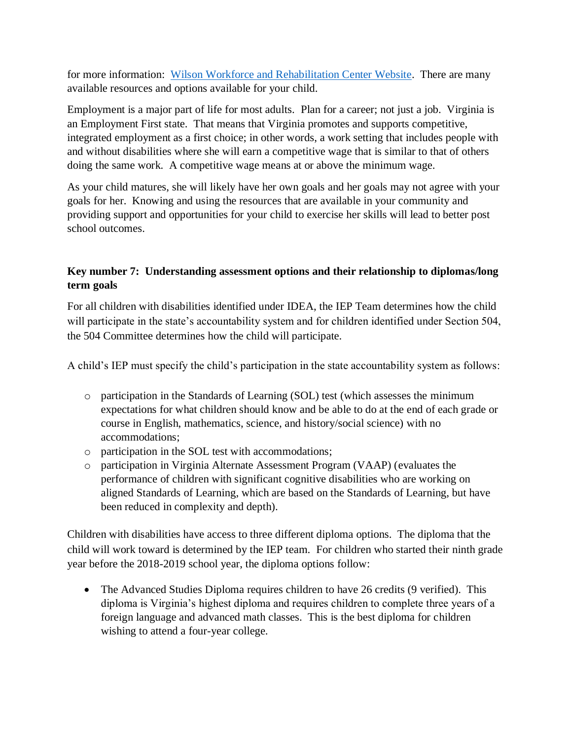for more information: [Wilson Workforce and Rehabilitation Center Website](). There are many available resources and options available for your child.

Employment is a major part of life for most adults. Plan for a career; not just a job. Virginia is an Employment First state. That means that Virginia promotes and supports competitive, integrated employment as a first choice; in other words, a work setting that includes people with and without disabilities where she will earn a competitive wage that is similar to that of others doing the same work. A competitive wage means at or above the minimum wage.

As your child matures, she will likely have her own goals and her goals may not agree with your goals for her. Knowing and using the resources that are available in your community and providing support and opportunities for your child to exercise her skills will lead to better post school outcomes.

**Key number 7: Understanding assessment options and their relationship to diplomas/long term goals**

For all children with disabilities identified under IDEA, the IEP Team determines how the child will participate in the state's accountability system and for children identified under Section 504, the 504 Committee determines how the child will participate.

A child's IEP must specify the child's participation in the state accountability system as follows:

- participation in the Standards of Learning (SOL) test (which assesses the minimum expectations for what children should know and be able to do at the end of each grade or course in English, mathematics, science, and history/social science) with no accommodations;
- participation in the SOL test with accommodations;
- participation in Virginia Alternate Assessment Program (VAAP) (evaluates the performance of children with significant cognitive disabilities who are working on aligned Standards of Learning, which are based on the Standards of Learning, but have been reduced in complexity and depth).

Children with disabilities have access to three different diploma options. The diploma that the child will work toward is determined by the IEP team. For children who started their ninth grade year before the 2018-2019 school year, the diploma options follow:

- The Advanced Studies Diploma requires children to have 26 credits (9 verified). This diploma is Virginia's highest diploma and requires children to complete three years of a foreign language and advanced math classes. This is the best diploma for children wishing to attend a four-year college.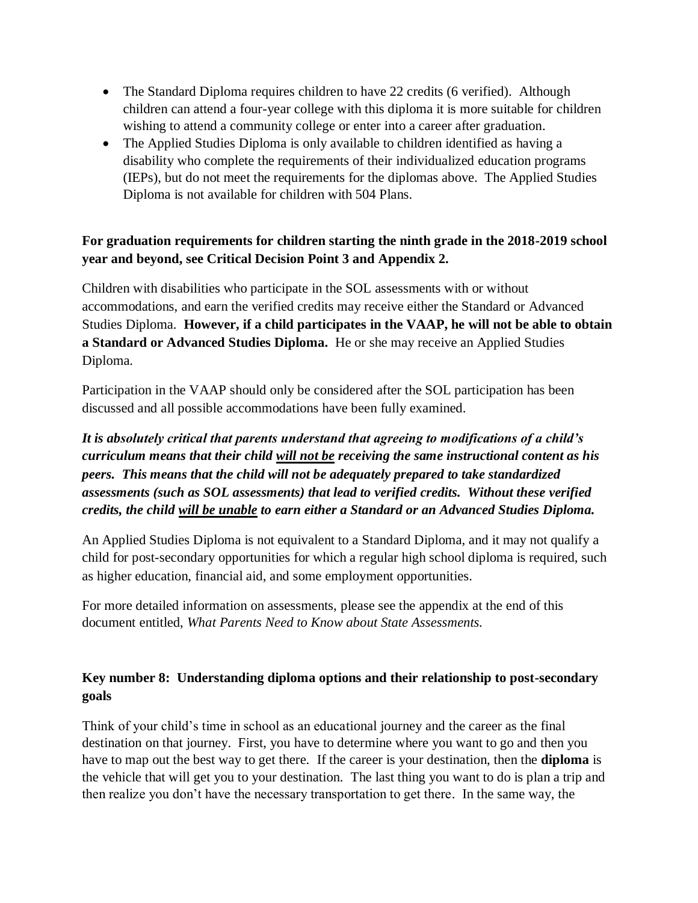- The Standard Diploma requires children to have 22 credits (6 verified). Although children can attend a four-year college with this diploma it is more suitable for children wishing to attend a community college or enter into a career after graduation.
- The Applied Studies Diploma is only available to children identified as having a disability who complete the requirements of their individualized education programs (IEPs), but do not meet the requirements for the diplomas above. The Applied Studies Diploma is not available for children with 504 Plans.

**For graduation requirements for children starting the ninth grade in the 2018-2019 school year and beyond, see Critical Decision Point 3 and Appendix 2.**

Children with disabilities who participate in the SOL assessments with or without accommodations, and earn the verified credits may receive either the Standard or Advanced Studies Diploma. **However, if a child participates in the VAAP, he will not be able to obtain a Standard or Advanced Studies Diploma.** He or she may receive an Applied Studies Diploma.

Participation in the VAAP should only be considered after the SOL participation has been discussed and all possible accommodations have been fully examined.

***It is absolutely critical that parents understand that agreeing to modifications of a child's curriculum means that their child <u>will not be</u> receiving the same instructional content as his peers. This means that the child will not be adequately prepared to take standardized assessments (such as SOL assessments) that lead to verified credits. Without these verified credits, the child <u>will be unable</u> to earn either a Standard or an Advanced Studies Diploma.***

An Applied Studies Diploma is not equivalent to a Standard Diploma, and it may not qualify a child for post-secondary opportunities for which a regular high school diploma is required, such as higher education, financial aid, and some employment opportunities.

For more detailed information on assessments, please see the appendix at the end of this document entitled, *What Parents Need to Know about State Assessments.*

### Key number 8: Understanding diploma options and their relationship to post-secondary goals

Think of your child's time in school as an educational journey and the career as the final destination on that journey. First, you have to determine where you want to go and then you have to map out the best way to get there. If the career is your destination, then the **diploma** is the vehicle that will get you to your destination. The last thing you want to do is plan a trip and then realize you don't have the necessary transportation to get there. In the same way, the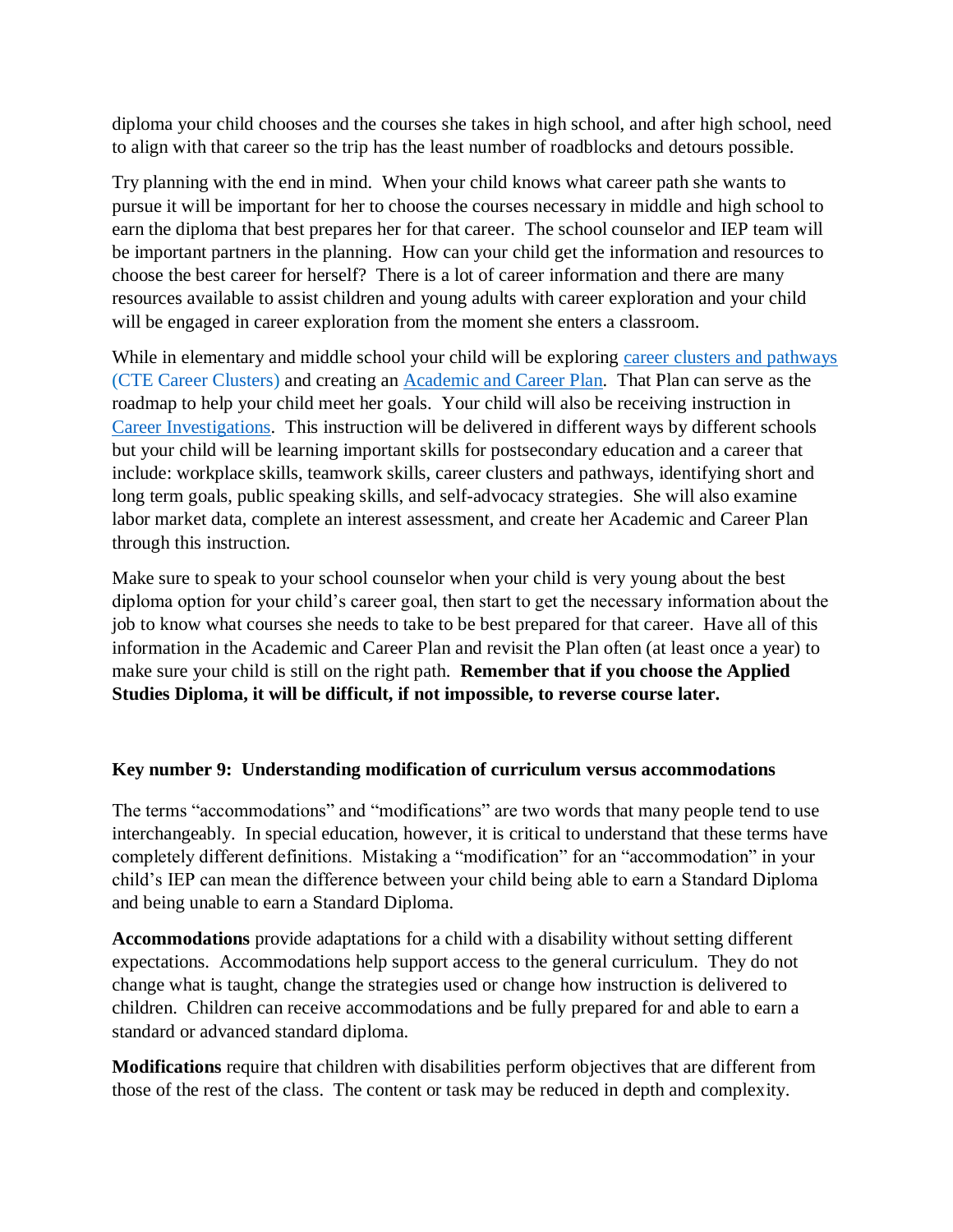diploma your child chooses and the courses she takes in high school, and after high school, need to align with that career so the trip has the least number of roadblocks and detours possible.

Try planning with the end in mind. When your child knows what career path she wants to pursue it will be important for her to choose the courses necessary in middle and high school to earn the diploma that best prepares her for that career. The school counselor and IEP team will be important partners in the planning. How can your child get the information and resources to choose the best career for herself? There is a lot of career information and there are many resources available to assist children and young adults with career exploration and your child will be engaged in career exploration from the moment she enters a classroom.

While in elementary and middle school your child will be exploring career clusters and pathways (CTE Career Clusters) and creating an Academic and Career Plan. That Plan can serve as the roadmap to help your child meet her goals. Your child will also be receiving instruction in Career Investigations. This instruction will be delivered in different ways by different schools but your child will be learning important skills for postsecondary education and a career that include: workplace skills, teamwork skills, career clusters and pathways, identifying short and long term goals, public speaking skills, and self-advocacy strategies. She will also examine labor market data, complete an interest assessment, and create her Academic and Career Plan through this instruction.

Make sure to speak to your school counselor when your child is very young about the best diploma option for your child's career goal, then start to get the necessary information about the job to know what courses she needs to take to be best prepared for that career. Have all of this information in the Academic and Career Plan and revisit the Plan often (at least once a year) to make sure your child is still on the right path. **Remember that if you choose the Applied Studies Diploma, it will be difficult, if not impossible, to reverse course later.**

**Key number 9: Understanding modification of curriculum versus accommodations**

The terms "accommodations" and "modifications" are two words that many people tend to use interchangeably. In special education, however, it is critical to understand that these terms have completely different definitions. Mistaking a "modification" for an "accommodation" in your child's IEP can mean the difference between your child being able to earn a Standard Diploma and being unable to earn a Standard Diploma.

**Accommodations** provide adaptations for a child with a disability without setting different expectations. Accommodations help support access to the general curriculum. They do not change what is taught, change the strategies used or change how instruction is delivered to children. Children can receive accommodations and be fully prepared for and able to earn a standard or advanced standard diploma.

**Modifications** require that children with disabilities perform objectives that are different from those of the rest of the class. The content or task may be reduced in depth and complexity.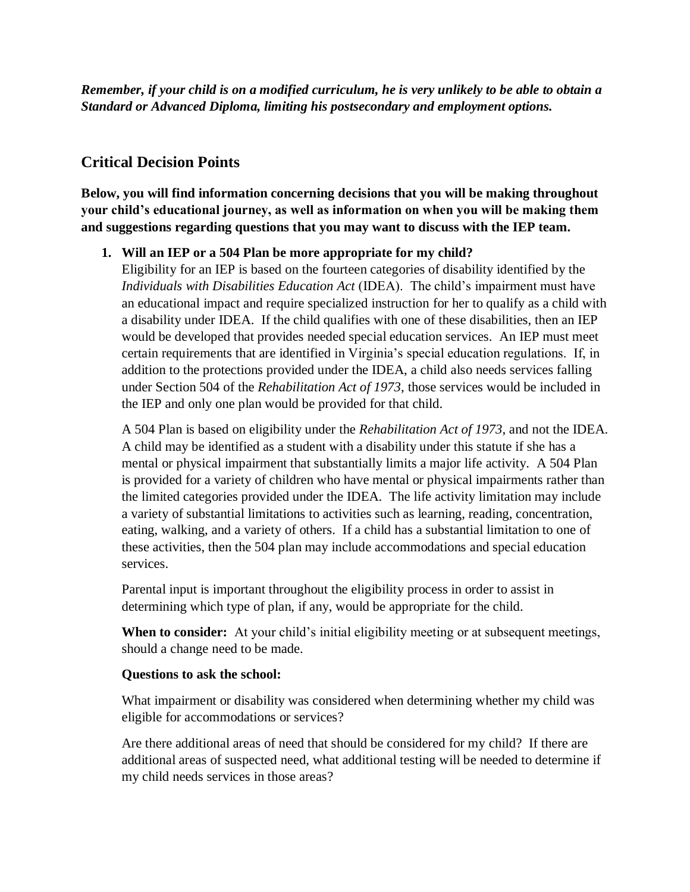***Remember, if your child is on a modified curriculum, he is very unlikely to be able to obtain a Standard or Advanced Diploma, limiting his postsecondary and employment options.***

## Critical Decision Points

**Below, you will find information concerning decisions that you will be making throughout your child's educational journey, as well as information on when you will be making them and suggestions regarding questions that you may want to discuss with the IEP team.**

1. **Will an IEP or a 504 Plan be more appropriate for my child?**
   Eligibility for an IEP is based on the fourteen categories of disability identified by the *Individuals with Disabilities Education Act* (IDEA). The child's impairment must have an educational impact and require specialized instruction for her to qualify as a child with a disability under IDEA. If the child qualifies with one of these disabilities, then an IEP would be developed that provides needed special education services. An IEP must meet certain requirements that are identified in Virginia's special education regulations. If, in addition to the protections provided under the IDEA, a child also needs services falling under Section 504 of the *Rehabilitation Act of 1973,* those services would be included in the IEP and only one plan would be provided for that child.

   A 504 Plan is based on eligibility under the *Rehabilitation Act of 1973,* and not the IDEA. A child may be identified as a student with a disability under this statute if she has a mental or physical impairment that substantially limits a major life activity. A 504 Plan is provided for a variety of children who have mental or physical impairments rather than the limited categories provided under the IDEA. The life activity limitation may include a variety of substantial limitations to activities such as learning, reading, concentration, eating, walking, and a variety of others. If a child has a substantial limitation to one of these activities, then the 504 plan may include accommodations and special education services.

   Parental input is important throughout the eligibility process in order to assist in determining which type of plan, if any, would be appropriate for the child.

   **When to consider:** At your child's initial eligibility meeting or at subsequent meetings, should a change need to be made.

   **Questions to ask the school:**

   What impairment or disability was considered when determining whether my child was eligible for accommodations or services?

   Are there additional areas of need that should be considered for my child? If there are additional areas of suspected need, what additional testing will be needed to determine if my child needs services in those areas?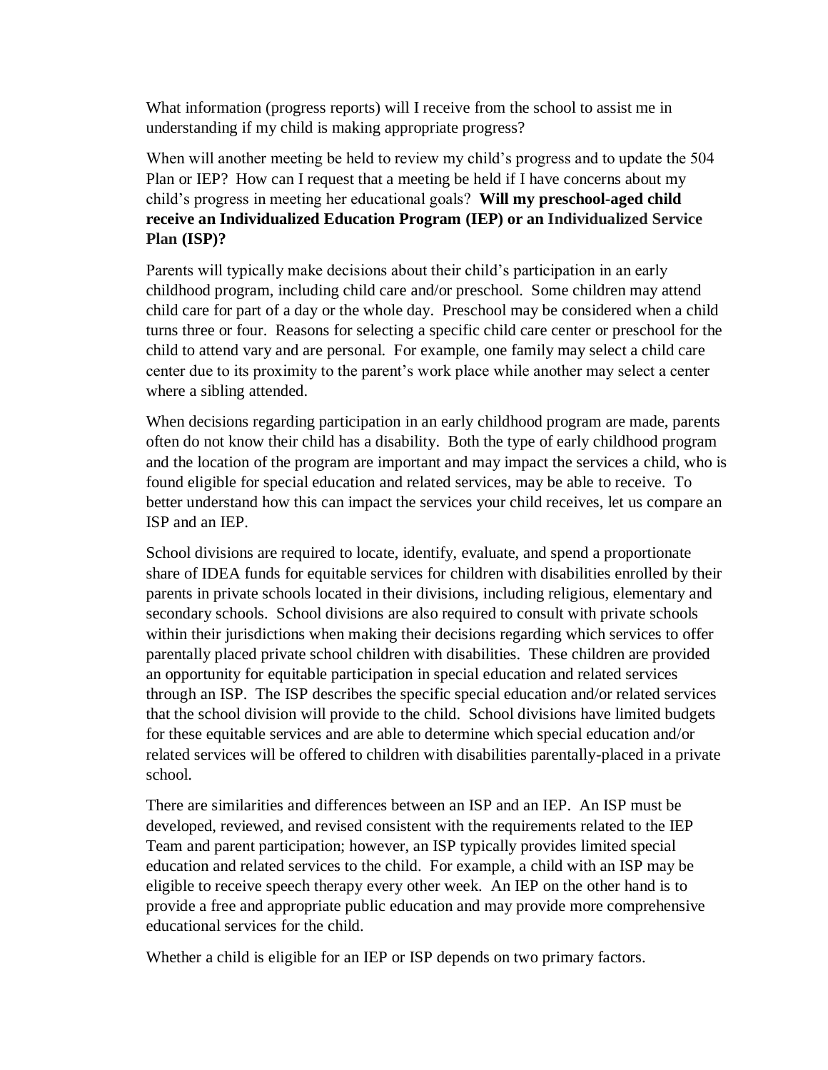What information (progress reports) will I receive from the school to assist me in understanding if my child is making appropriate progress?

When will another meeting be held to review my child's progress and to update the 504 Plan or IEP? How can I request that a meeting be held if I have concerns about my child's progress in meeting her educational goals? **Will my preschool-aged child receive an Individualized Education Program (IEP) or an Individualized Service Plan (ISP)?**

Parents will typically make decisions about their child's participation in an early childhood program, including child care and/or preschool. Some children may attend child care for part of a day or the whole day. Preschool may be considered when a child turns three or four. Reasons for selecting a specific child care center or preschool for the child to attend vary and are personal. For example, one family may select a child care center due to its proximity to the parent's work place while another may select a center where a sibling attended.

When decisions regarding participation in an early childhood program are made, parents often do not know their child has a disability. Both the type of early childhood program and the location of the program are important and may impact the services a child, who is found eligible for special education and related services, may be able to receive. To better understand how this can impact the services your child receives, let us compare an ISP and an IEP.

School divisions are required to locate, identify, evaluate, and spend a proportionate share of IDEA funds for equitable services for children with disabilities enrolled by their parents in private schools located in their divisions, including religious, elementary and secondary schools. School divisions are also required to consult with private schools within their jurisdictions when making their decisions regarding which services to offer parentally placed private school children with disabilities. These children are provided an opportunity for equitable participation in special education and related services through an ISP. The ISP describes the specific special education and/or related services that the school division will provide to the child. School divisions have limited budgets for these equitable services and are able to determine which special education and/or related services will be offered to children with disabilities parentally-placed in a private school.

There are similarities and differences between an ISP and an IEP. An ISP must be developed, reviewed, and revised consistent with the requirements related to the IEP Team and parent participation; however, an ISP typically provides limited special education and related services to the child. For example, a child with an ISP may be eligible to receive speech therapy every other week. An IEP on the other hand is to provide a free and appropriate public education and may provide more comprehensive educational services for the child.

Whether a child is eligible for an IEP or ISP depends on two primary factors.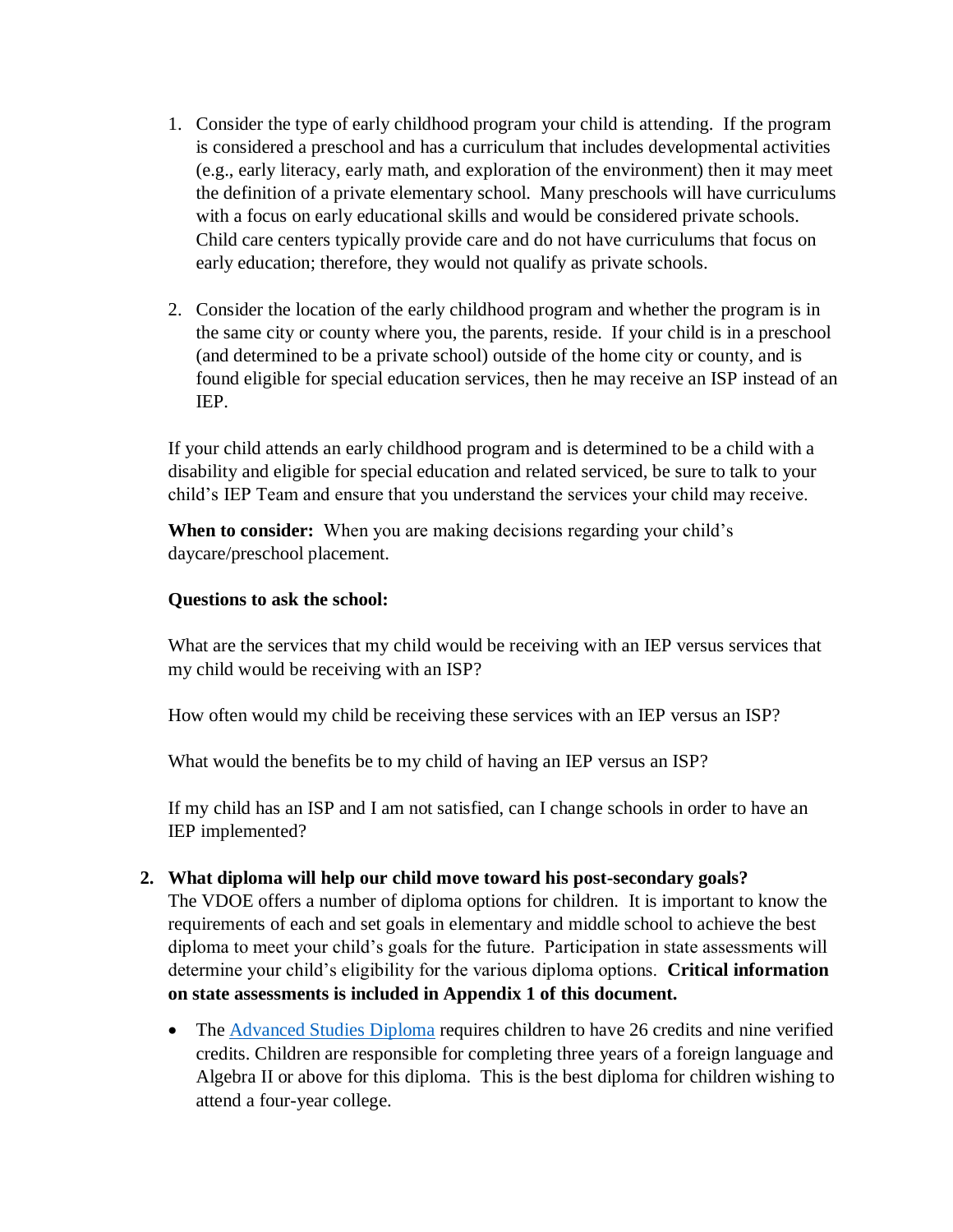1. Consider the type of early childhood program your child is attending. If the program is considered a preschool and has a curriculum that includes developmental activities (e.g., early literacy, early math, and exploration of the environment) then it may meet the definition of a private elementary school. Many preschools will have curriculums with a focus on early educational skills and would be considered private schools. Child care centers typically provide care and do not have curriculums that focus on early education; therefore, they would not qualify as private schools.

2. Consider the location of the early childhood program and whether the program is in the same city or county where you, the parents, reside. If your child is in a preschool (and determined to be a private school) outside of the home city or county, and is found eligible for special education services, then he may receive an ISP instead of an IEP.

If your child attends an early childhood program and is determined to be a child with a disability and eligible for special education and related serviced, be sure to talk to your child's IEP Team and ensure that you understand the services your child may receive.

**When to consider:** When you are making decisions regarding your child's daycare/preschool placement.

**Questions to ask the school:**

What are the services that my child would be receiving with an IEP versus services that my child would be receiving with an ISP?

How often would my child be receiving these services with an IEP versus an ISP?

What would the benefits be to my child of having an IEP versus an ISP?

If my child has an ISP and I am not satisfied, can I change schools in order to have an IEP implemented?

2. **What diploma will help our child move toward his post-secondary goals?**
The VDOE offers a number of diploma options for children. It is important to know the requirements of each and set goals in elementary and middle school to achieve the best diploma to meet your child's goals for the future. Participation in state assessments will determine your child's eligibility for the various diploma options. **Critical information on state assessments is included in Appendix 1 of this document.**

   - The Advanced Studies Diploma requires children to have 26 credits and nine verified credits. Children are responsible for completing three years of a foreign language and Algebra II or above for this diploma. This is the best diploma for children wishing to attend a four-year college.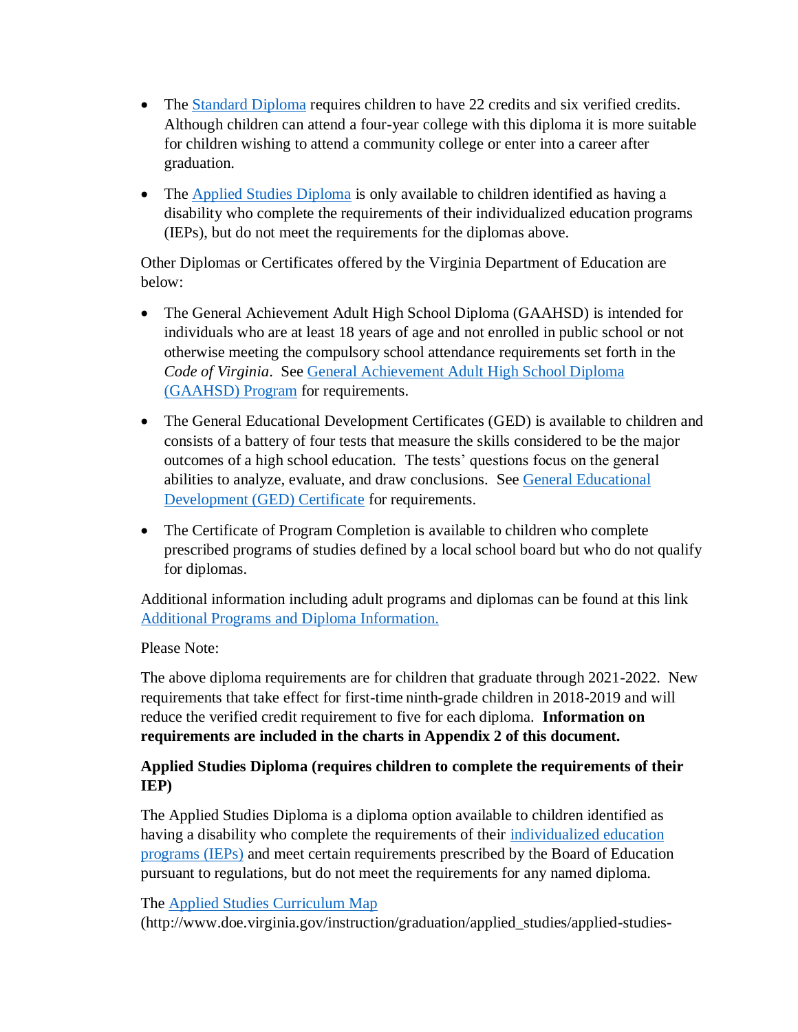- The Standard Diploma requires children to have 22 credits and six verified credits. Although children can attend a four-year college with this diploma it is more suitable for children wishing to attend a community college or enter into a career after graduation.
- The Applied Studies Diploma is only available to children identified as having a disability who complete the requirements of their individualized education programs (IEPs), but do not meet the requirements for the diplomas above.

Other Diplomas or Certificates offered by the Virginia Department of Education are below:

- The General Achievement Adult High School Diploma (GAAHSD) is intended for individuals who are at least 18 years of age and not enrolled in public school or not otherwise meeting the compulsory school attendance requirements set forth in the *Code of Virginia*. See General Achievement Adult High School Diploma (GAAHSD) Program for requirements.
- The General Educational Development Certificates (GED) is available to children and consists of a battery of four tests that measure the skills considered to be the major outcomes of a high school education. The tests' questions focus on the general abilities to analyze, evaluate, and draw conclusions. See General Educational Development (GED) Certificate for requirements.
- The Certificate of Program Completion is available to children who complete prescribed programs of studies defined by a local school board but who do not qualify for diplomas.

Additional information including adult programs and diplomas can be found at this link Additional Programs and Diploma Information.

Please Note:

The above diploma requirements are for children that graduate through 2021-2022. New requirements that take effect for first-time ninth-grade children in 2018-2019 and will reduce the verified credit requirement to five for each diploma. **Information on requirements are included in the charts in Appendix 2 of this document.**

**Applied Studies Diploma (requires children to complete the requirements of their IEP)**

The Applied Studies Diploma is a diploma option available to children identified as having a disability who complete the requirements of their individualized education programs (IEPs) and meet certain requirements prescribed by the Board of Education pursuant to regulations, but do not meet the requirements for any named diploma.

The Applied Studies Curriculum Map (http://www.doe.virginia.gov/instruction/graduation/applied_studies/applied-studies-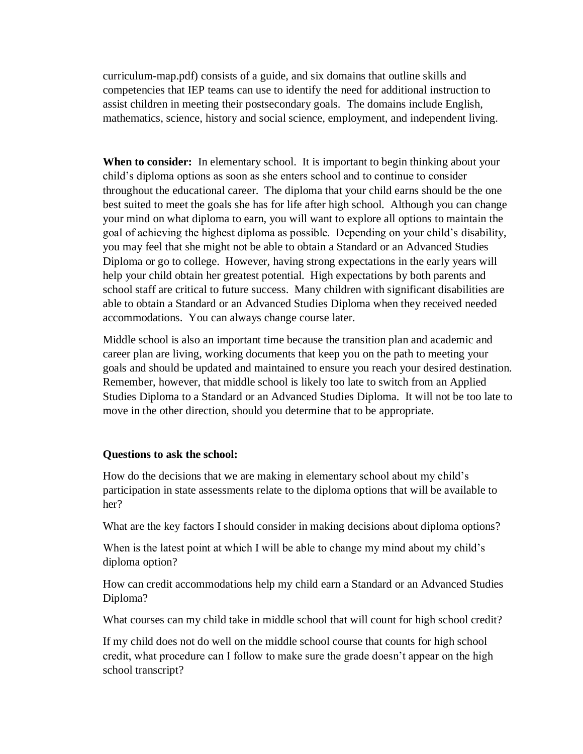curriculum-map.pdf) consists of a guide, and six domains that outline skills and competencies that IEP teams can use to identify the need for additional instruction to assist children in meeting their postsecondary goals. The domains include English, mathematics, science, history and social science, employment, and independent living.

**When to consider:** In elementary school. It is important to begin thinking about your child's diploma options as soon as she enters school and to continue to consider throughout the educational career. The diploma that your child earns should be the one best suited to meet the goals she has for life after high school. Although you can change your mind on what diploma to earn, you will want to explore all options to maintain the goal of achieving the highest diploma as possible. Depending on your child's disability, you may feel that she might not be able to obtain a Standard or an Advanced Studies Diploma or go to college. However, having strong expectations in the early years will help your child obtain her greatest potential. High expectations by both parents and school staff are critical to future success. Many children with significant disabilities are able to obtain a Standard or an Advanced Studies Diploma when they received needed accommodations. You can always change course later.

Middle school is also an important time because the transition plan and academic and career plan are living, working documents that keep you on the path to meeting your goals and should be updated and maintained to ensure you reach your desired destination. Remember, however, that middle school is likely too late to switch from an Applied Studies Diploma to a Standard or an Advanced Studies Diploma. It will not be too late to move in the other direction, should you determine that to be appropriate.

**Questions to ask the school:**

How do the decisions that we are making in elementary school about my child's participation in state assessments relate to the diploma options that will be available to her?

What are the key factors I should consider in making decisions about diploma options?

When is the latest point at which I will be able to change my mind about my child's diploma option?

How can credit accommodations help my child earn a Standard or an Advanced Studies Diploma?

What courses can my child take in middle school that will count for high school credit?

If my child does not do well on the middle school course that counts for high school credit, what procedure can I follow to make sure the grade doesn't appear on the high school transcript?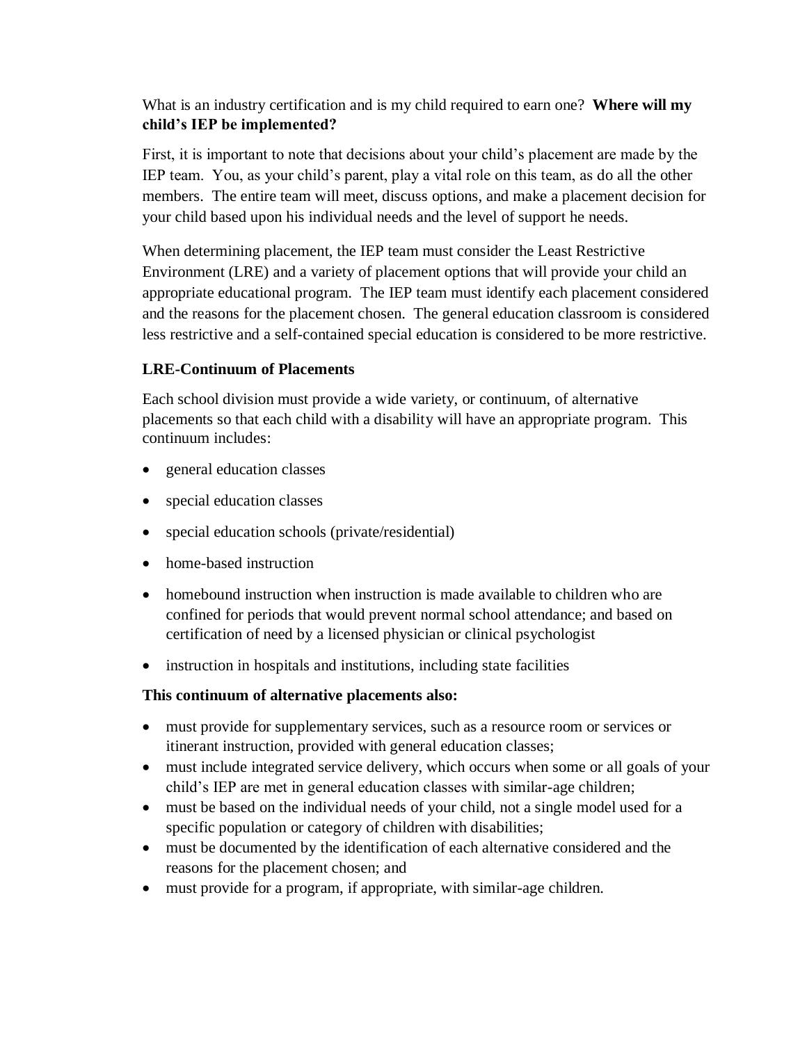What is an industry certification and is my child required to earn one? **Where will my child's IEP be implemented?**

First, it is important to note that decisions about your child's placement are made by the IEP team. You, as your child's parent, play a vital role on this team, as do all the other members. The entire team will meet, discuss options, and make a placement decision for your child based upon his individual needs and the level of support he needs.

When determining placement, the IEP team must consider the Least Restrictive Environment (LRE) and a variety of placement options that will provide your child an appropriate educational program. The IEP team must identify each placement considered and the reasons for the placement chosen. The general education classroom is considered less restrictive and a self-contained special education is considered to be more restrictive.

**LRE-Continuum of Placements**

Each school division must provide a wide variety, or continuum, of alternative placements so that each child with a disability will have an appropriate program. This continuum includes:

- general education classes
- special education classes
- special education schools (private/residential)
- home-based instruction
- homebound instruction when instruction is made available to children who are confined for periods that would prevent normal school attendance; and based on certification of need by a licensed physician or clinical psychologist
- instruction in hospitals and institutions, including state facilities

**This continuum of alternative placements also:**

- must provide for supplementary services, such as a resource room or services or itinerant instruction, provided with general education classes;
- must include integrated service delivery, which occurs when some or all goals of your child's IEP are met in general education classes with similar-age children;
- must be based on the individual needs of your child, not a single model used for a specific population or category of children with disabilities;
- must be documented by the identification of each alternative considered and the reasons for the placement chosen; and
- must provide for a program, if appropriate, with similar-age children.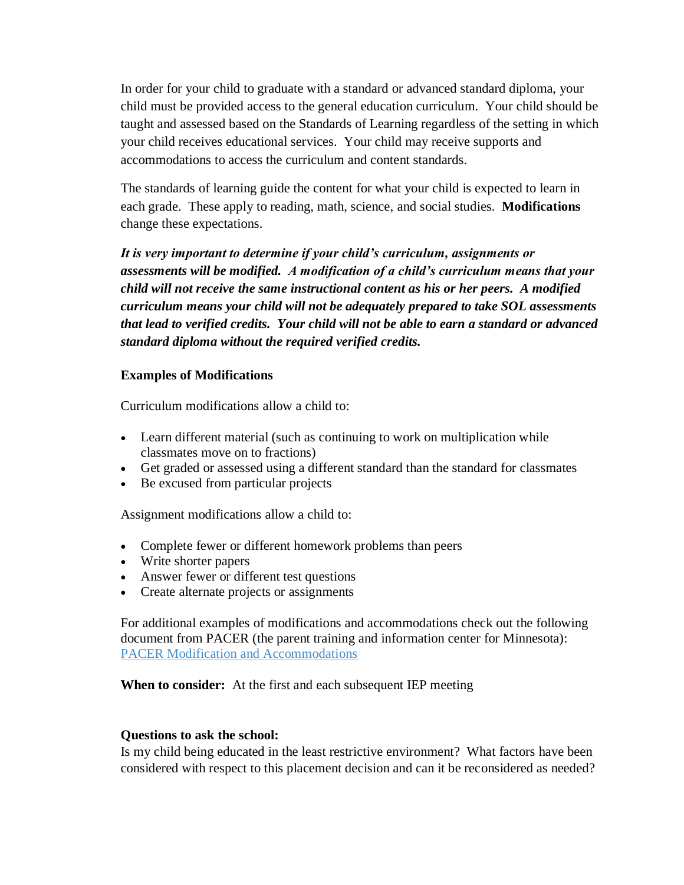In order for your child to graduate with a standard or advanced standard diploma, your child must be provided access to the general education curriculum. Your child should be taught and assessed based on the Standards of Learning regardless of the setting in which your child receives educational services. Your child may receive supports and accommodations to access the curriculum and content standards.

The standards of learning guide the content for what your child is expected to learn in each grade. These apply to reading, math, science, and social studies. **Modifications** change these expectations.

***It is very important to determine if your child's curriculum, assignments or assessments will be modified. A modification of a child's curriculum means that your child will not receive the same instructional content as his or her peers. A modified curriculum means your child will not be adequately prepared to take SOL assessments that lead to verified credits. Your child will not be able to earn a standard or advanced standard diploma without the required verified credits.***

**Examples of Modifications**

Curriculum modifications allow a child to:

- Learn different material (such as continuing to work on multiplication while classmates move on to fractions)
- Get graded or assessed using a different standard than the standard for classmates
- Be excused from particular projects

Assignment modifications allow a child to:

- Complete fewer or different homework problems than peers
- Write shorter papers
- Answer fewer or different test questions
- Create alternate projects or assignments

For additional examples of modifications and accommodations check out the following document from PACER (the parent training and information center for Minnesota): [PACER Modification and Accommodations]

**When to consider:** At the first and each subsequent IEP meeting

**Questions to ask the school:**
Is my child being educated in the least restrictive environment? What factors have been considered with respect to this placement decision and can it be reconsidered as needed?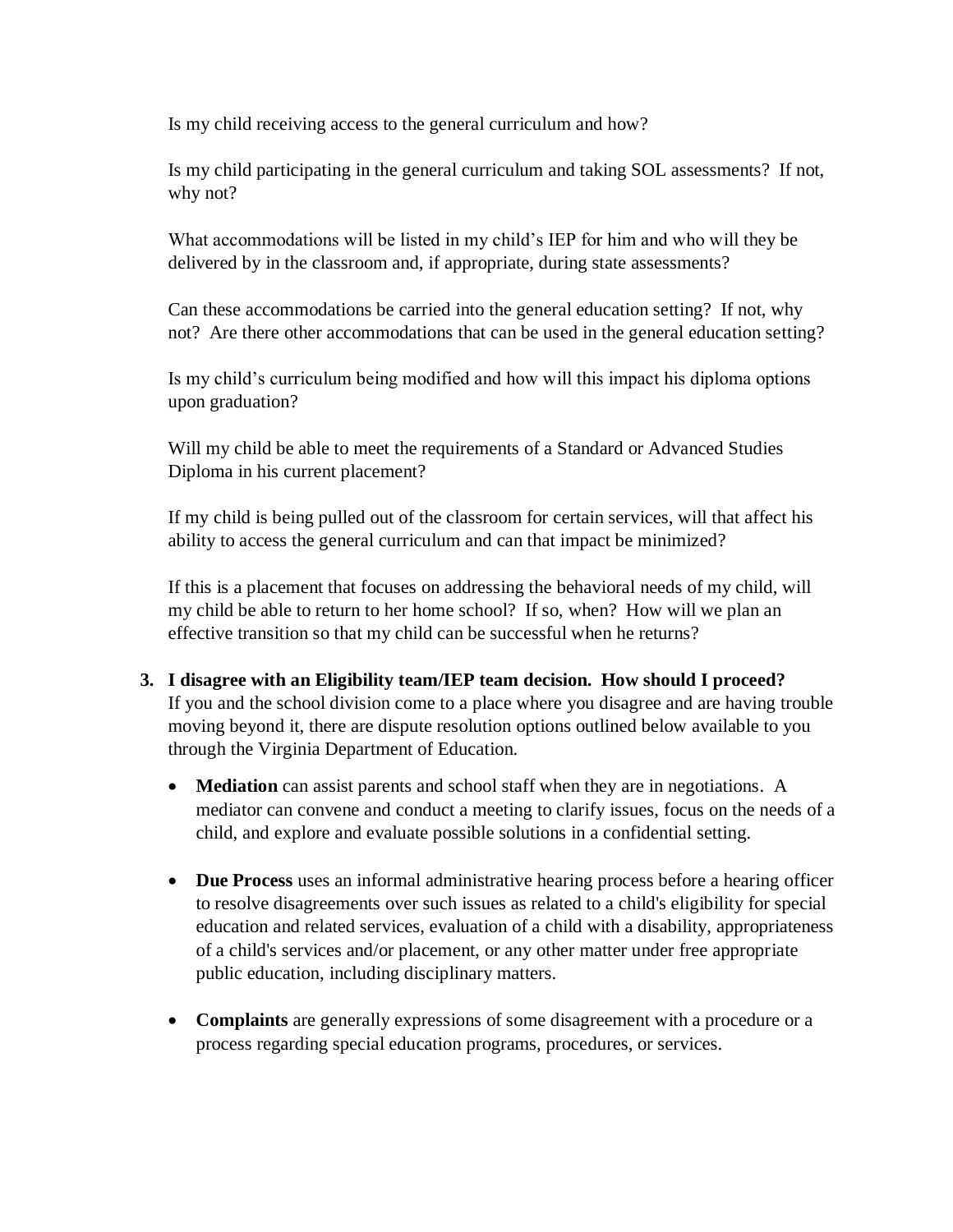Is my child receiving access to the general curriculum and how?

Is my child participating in the general curriculum and taking SOL assessments? If not, why not?

What accommodations will be listed in my child's IEP for him and who will they be delivered by in the classroom and, if appropriate, during state assessments?

Can these accommodations be carried into the general education setting? If not, why not? Are there other accommodations that can be used in the general education setting?

Is my child's curriculum being modified and how will this impact his diploma options upon graduation?

Will my child be able to meet the requirements of a Standard or Advanced Studies Diploma in his current placement?

If my child is being pulled out of the classroom for certain services, will that affect his ability to access the general curriculum and can that impact be minimized?

If this is a placement that focuses on addressing the behavioral needs of my child, will my child be able to return to her home school? If so, when? How will we plan an effective transition so that my child can be successful when he returns?

3. **I disagree with an Eligibility team/IEP team decision. How should I proceed?**
   If you and the school division come to a place where you disagree and are having trouble moving beyond it, there are dispute resolution options outlined below available to you through the Virginia Department of Education.

   - **Mediation** can assist parents and school staff when they are in negotiations. A mediator can convene and conduct a meeting to clarify issues, focus on the needs of a child, and explore and evaluate possible solutions in a confidential setting.

   - **Due Process** uses an informal administrative hearing process before a hearing officer to resolve disagreements over such issues as related to a child's eligibility for special education and related services, evaluation of a child with a disability, appropriateness of a child's services and/or placement, or any other matter under free appropriate public education, including disciplinary matters.

   - **Complaints** are generally expressions of some disagreement with a procedure or a process regarding special education programs, procedures, or services.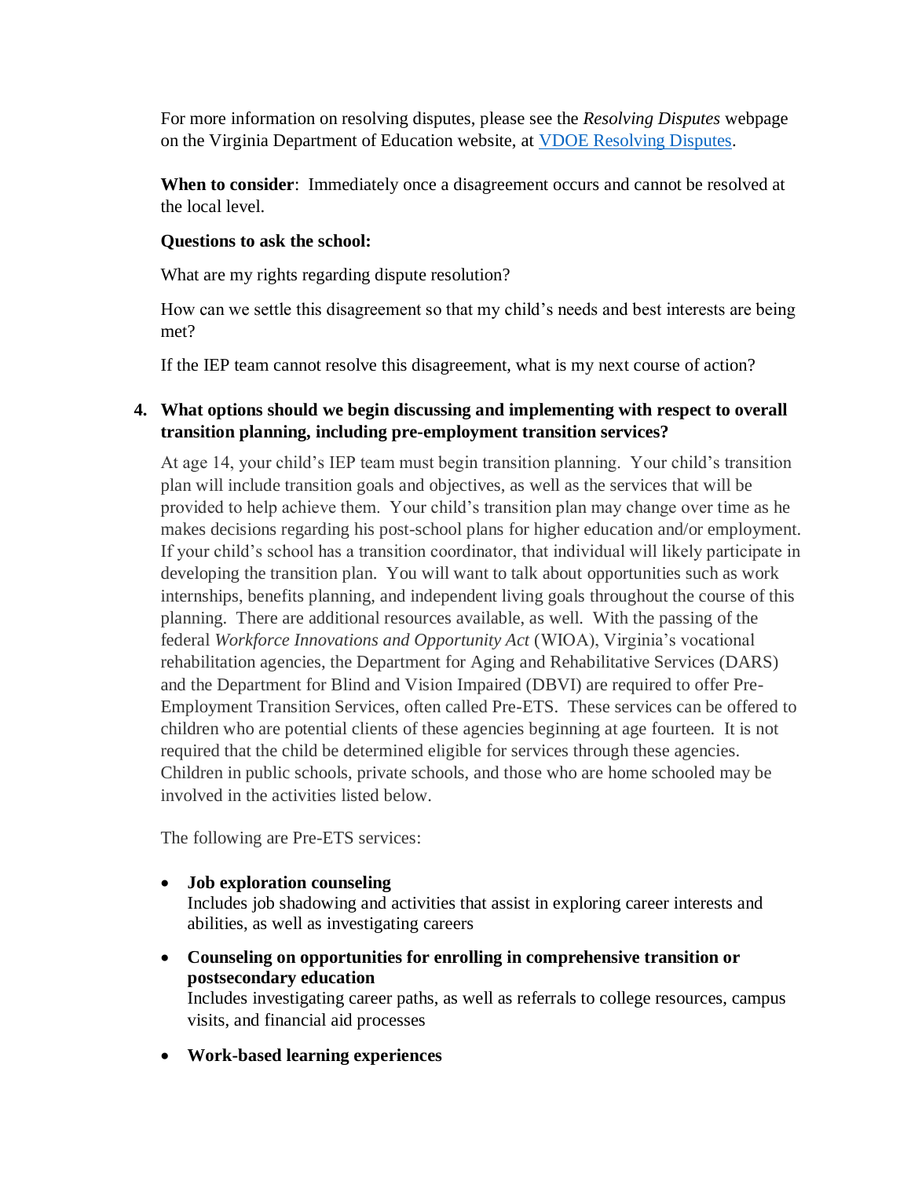For more information on resolving disputes, please see the *Resolving Disputes* webpage on the Virginia Department of Education website, at [VDOE Resolving Disputes](#).

**When to consider**: Immediately once a disagreement occurs and cannot be resolved at the local level.

**Questions to ask the school:**

What are my rights regarding dispute resolution?

How can we settle this disagreement so that my child's needs and best interests are being met?

If the IEP team cannot resolve this disagreement, what is my next course of action?

4. **What options should we begin discussing and implementing with respect to overall transition planning, including pre-employment transition services?**

   At age 14, your child's IEP team must begin transition planning. Your child's transition plan will include transition goals and objectives, as well as the services that will be provided to help achieve them. Your child's transition plan may change over time as he makes decisions regarding his post-school plans for higher education and/or employment. If your child's school has a transition coordinator, that individual will likely participate in developing the transition plan. You will want to talk about opportunities such as work internships, benefits planning, and independent living goals throughout the course of this planning. There are additional resources available, as well. With the passing of the federal *Workforce Innovations and Opportunity Act* (WIOA), Virginia's vocational rehabilitation agencies, the Department for Aging and Rehabilitative Services (DARS) and the Department for Blind and Vision Impaired (DBVI) are required to offer Pre-Employment Transition Services, often called Pre-ETS. These services can be offered to children who are potential clients of these agencies beginning at age fourteen. It is not required that the child be determined eligible for services through these agencies. Children in public schools, private schools, and those who are home schooled may be involved in the activities listed below.

   The following are Pre-ETS services:

   - **Job exploration counseling**
     Includes job shadowing and activities that assist in exploring career interests and abilities, as well as investigating careers
   - **Counseling on opportunities for enrolling in comprehensive transition or postsecondary education**
     Includes investigating career paths, as well as referrals to college resources, campus visits, and financial aid processes
   - **Work-based learning experiences**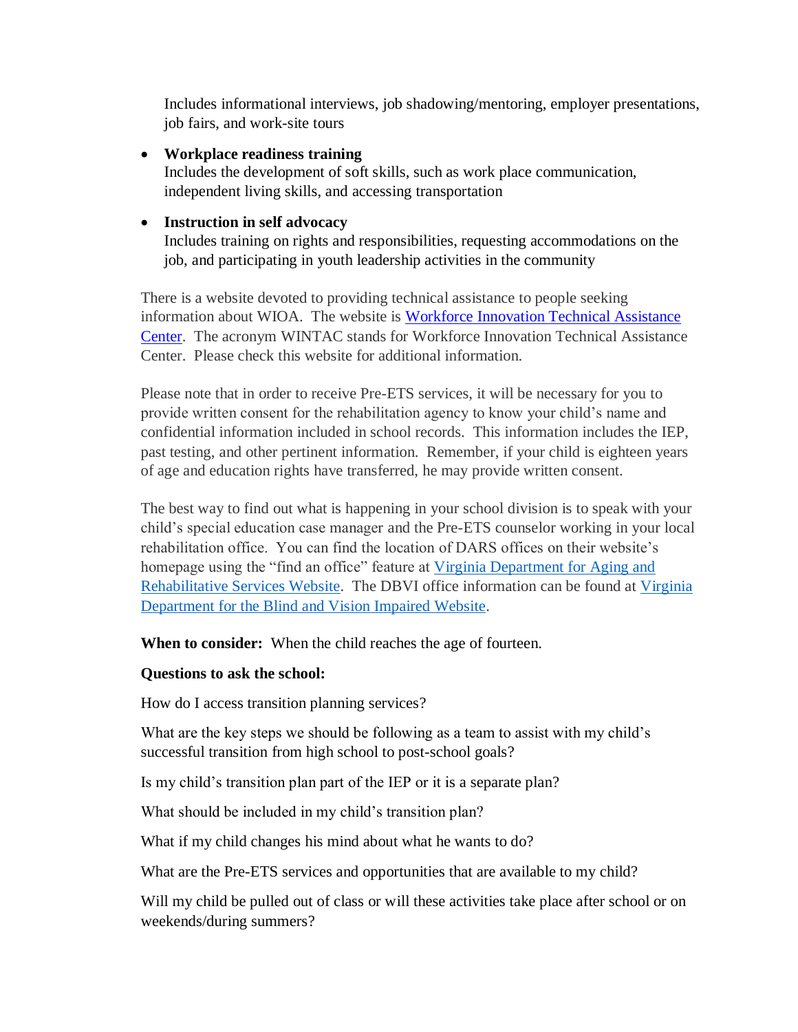Includes informational interviews, job shadowing/mentoring, employer presentations, job fairs, and work-site tours

- **Workplace readiness training**
  Includes the development of soft skills, such as work place communication, independent living skills, and accessing transportation

- **Instruction in self advocacy**
  Includes training on rights and responsibilities, requesting accommodations on the job, and participating in youth leadership activities in the community

There is a website devoted to providing technical assistance to people seeking information about WIOA. The website is [Workforce Innovation Technical Assistance Center](). The acronym WINTAC stands for Workforce Innovation Technical Assistance Center. Please check this website for additional information.

Please note that in order to receive Pre-ETS services, it will be necessary for you to provide written consent for the rehabilitation agency to know your child's name and confidential information included in school records. This information includes the IEP, past testing, and other pertinent information. Remember, if your child is eighteen years of age and education rights have transferred, he may provide written consent.

The best way to find out what is happening in your school division is to speak with your child's special education case manager and the Pre-ETS counselor working in your local rehabilitation office. You can find the location of DARS offices on their website's homepage using the "find an office" feature at [Virginia Department for Aging and Rehabilitative Services Website](). The DBVI office information can be found at [Virginia Department for the Blind and Vision Impaired Website]().

**When to consider:** When the child reaches the age of fourteen.

**Questions to ask the school:**

How do I access transition planning services?

What are the key steps we should be following as a team to assist with my child's successful transition from high school to post-school goals?

Is my child's transition plan part of the IEP or it is a separate plan?

What should be included in my child's transition plan?

What if my child changes his mind about what he wants to do?

What are the Pre-ETS services and opportunities that are available to my child?

Will my child be pulled out of class or will these activities take place after school or on weekends/during summers?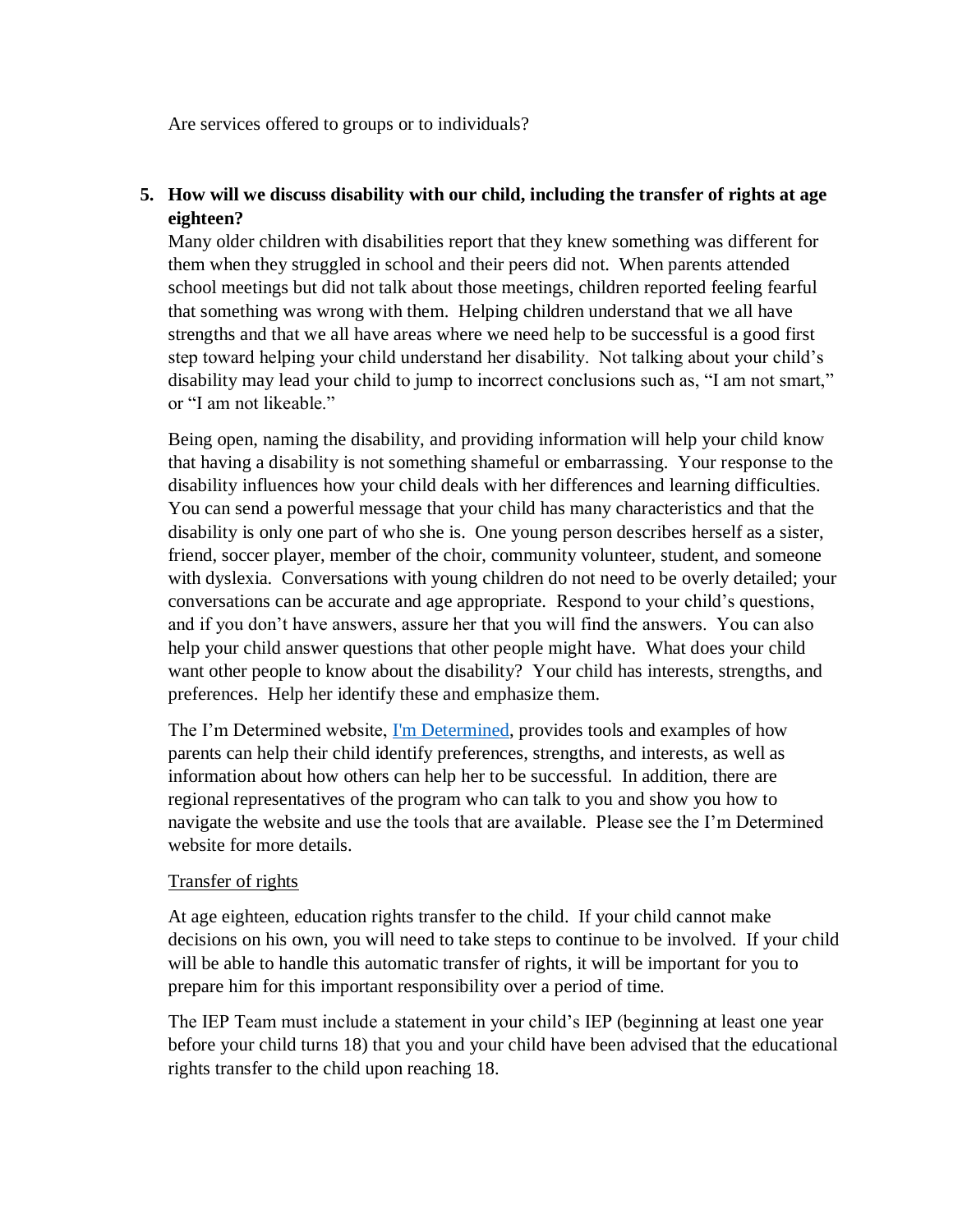Are services offered to groups or to individuals?

5. **How will we discuss disability with our child, including the transfer of rights at age eighteen?**

   Many older children with disabilities report that they knew something was different for them when they struggled in school and their peers did not. When parents attended school meetings but did not talk about those meetings, children reported feeling fearful that something was wrong with them. Helping children understand that we all have strengths and that we all have areas where we need help to be successful is a good first step toward helping your child understand her disability. Not talking about your child's disability may lead your child to jump to incorrect conclusions such as, "I am not smart," or "I am not likeable."

   Being open, naming the disability, and providing information will help your child know that having a disability is not something shameful or embarrassing. Your response to the disability influences how your child deals with her differences and learning difficulties. You can send a powerful message that your child has many characteristics and that the disability is only one part of who she is. One young person describes herself as a sister, friend, soccer player, member of the choir, community volunteer, student, and someone with dyslexia. Conversations with young children do not need to be overly detailed; your conversations can be accurate and age appropriate. Respond to your child's questions, and if you don't have answers, assure her that you will find the answers. You can also help your child answer questions that other people might have. What does your child want other people to know about the disability? Your child has interests, strengths, and preferences. Help her identify these and emphasize them.

   The I'm Determined website, I'm Determined, provides tools and examples of how parents can help their child identify preferences, strengths, and interests, as well as information about how others can help her to be successful. In addition, there are regional representatives of the program who can talk to you and show you how to navigate the website and use the tools that are available. Please see the I'm Determined website for more details.

   Transfer of rights

   At age eighteen, education rights transfer to the child. If your child cannot make decisions on his own, you will need to take steps to continue to be involved. If your child will be able to handle this automatic transfer of rights, it will be important for you to prepare him for this important responsibility over a period of time.

   The IEP Team must include a statement in your child's IEP (beginning at least one year before your child turns 18) that you and your child have been advised that the educational rights transfer to the child upon reaching 18.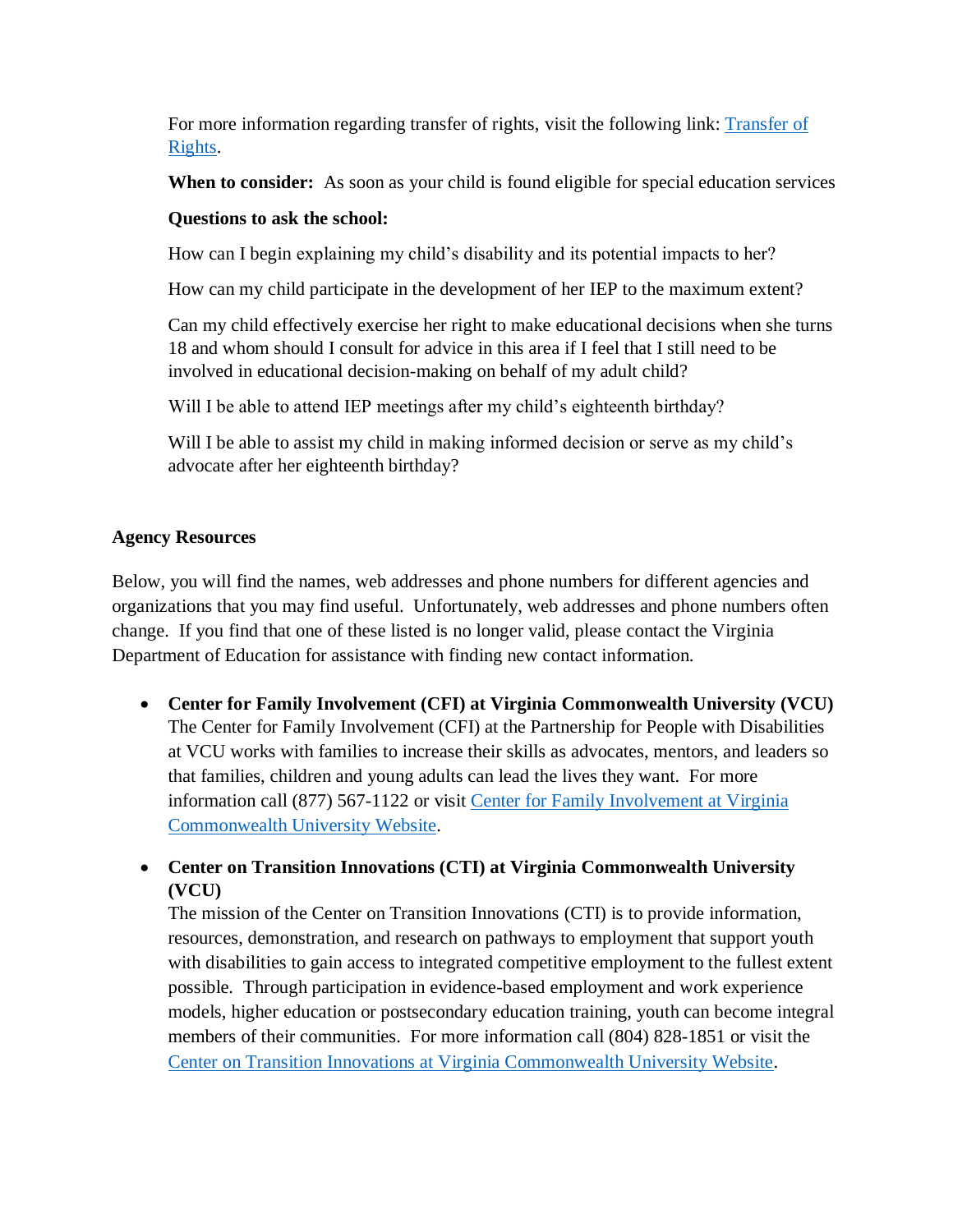For more information regarding transfer of rights, visit the following link: [Transfer of Rights](#).

**When to consider:** As soon as your child is found eligible for special education services

**Questions to ask the school:**

How can I begin explaining my child's disability and its potential impacts to her?

How can my child participate in the development of her IEP to the maximum extent?

Can my child effectively exercise her right to make educational decisions when she turns 18 and whom should I consult for advice in this area if I feel that I still need to be involved in educational decision-making on behalf of my adult child?

Will I be able to attend IEP meetings after my child's eighteenth birthday?

Will I be able to assist my child in making informed decision or serve as my child's advocate after her eighteenth birthday?

**Agency Resources**

Below, you will find the names, web addresses and phone numbers for different agencies and organizations that you may find useful. Unfortunately, web addresses and phone numbers often change. If you find that one of these listed is no longer valid, please contact the Virginia Department of Education for assistance with finding new contact information.

- **Center for Family Involvement (CFI) at Virginia Commonwealth University (VCU)**
  The Center for Family Involvement (CFI) at the Partnership for People with Disabilities at VCU works with families to increase their skills as advocates, mentors, and leaders so that families, children and young adults can lead the lives they want. For more information call (877) 567-1122 or visit [Center for Family Involvement at Virginia Commonwealth University Website](#).

- **Center on Transition Innovations (CTI) at Virginia Commonwealth University (VCU)**
  The mission of the Center on Transition Innovations (CTI) is to provide information, resources, demonstration, and research on pathways to employment that support youth with disabilities to gain access to integrated competitive employment to the fullest extent possible. Through participation in evidence-based employment and work experience models, higher education or postsecondary education training, youth can become integral members of their communities. For more information call (804) 828-1851 or visit the [Center on Transition Innovations at Virginia Commonwealth University Website](#).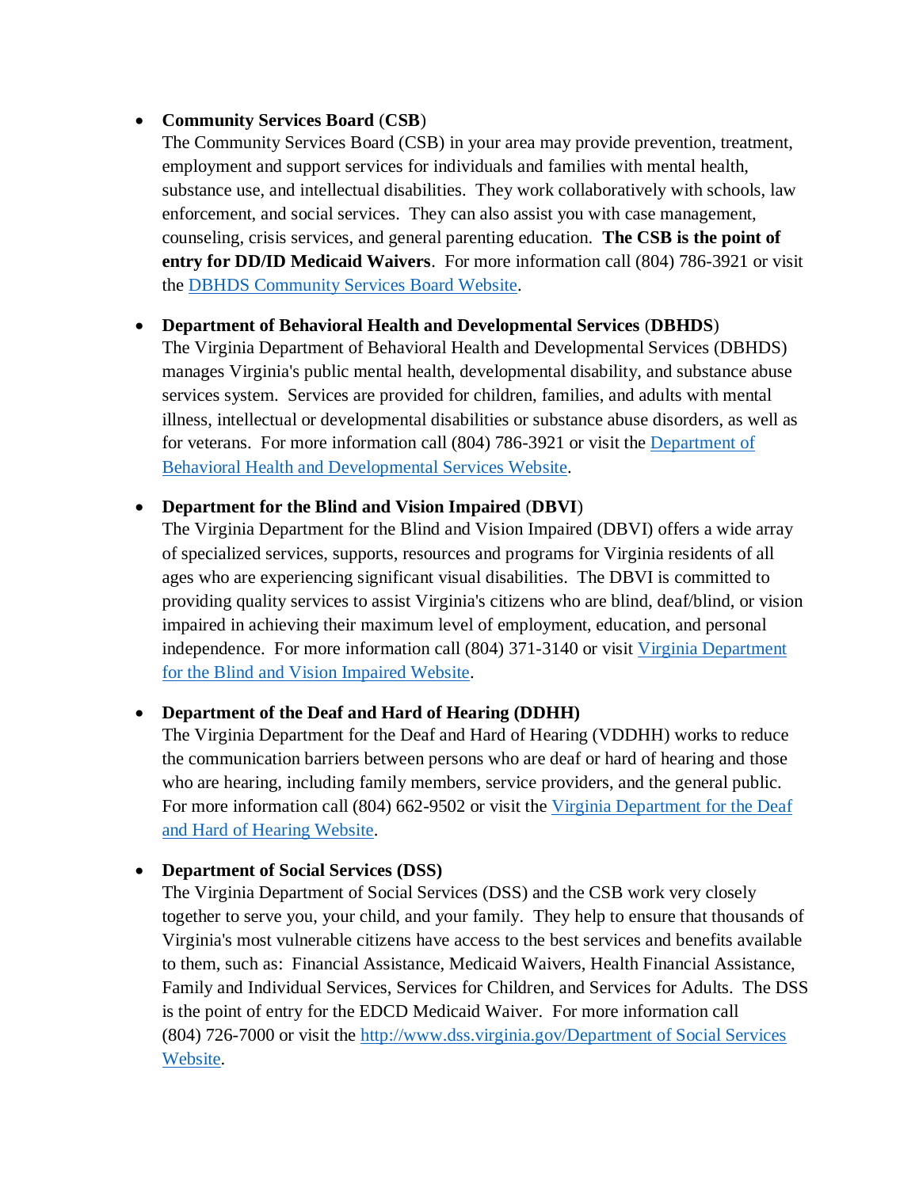- **Community Services Board** (**CSB**)
  The Community Services Board (CSB) in your area may provide prevention, treatment, employment and support services for individuals and families with mental health, substance use, and intellectual disabilities. They work collaboratively with schools, law enforcement, and social services. They can also assist you with case management, counseling, crisis services, and general parenting education. **The CSB is the point of entry for DD/ID Medicaid Waivers**. For more information call (804) 786-3921 or visit the DBHDS Community Services Board Website.

- **Department of Behavioral Health and Developmental Services** (**DBHDS**)
  The Virginia Department of Behavioral Health and Developmental Services (DBHDS) manages Virginia's public mental health, developmental disability, and substance abuse services system. Services are provided for children, families, and adults with mental illness, intellectual or developmental disabilities or substance abuse disorders, as well as for veterans. For more information call (804) 786-3921 or visit the Department of Behavioral Health and Developmental Services Website.

- **Department for the Blind and Vision Impaired** (**DBVI**)
  The Virginia Department for the Blind and Vision Impaired (DBVI) offers a wide array of specialized services, supports, resources and programs for Virginia residents of all ages who are experiencing significant visual disabilities. The DBVI is committed to providing quality services to assist Virginia's citizens who are blind, deaf/blind, or vision impaired in achieving their maximum level of employment, education, and personal independence. For more information call (804) 371-3140 or visit Virginia Department for the Blind and Vision Impaired Website.

- **Department of the Deaf and Hard of Hearing (DDHH)**
  The Virginia Department for the Deaf and Hard of Hearing (VDDHH) works to reduce the communication barriers between persons who are deaf or hard of hearing and those who are hearing, including family members, service providers, and the general public. For more information call (804) 662-9502 or visit the Virginia Department for the Deaf and Hard of Hearing Website.

- **Department of Social Services (DSS)**
  The Virginia Department of Social Services (DSS) and the CSB work very closely together to serve you, your child, and your family. They help to ensure that thousands of Virginia's most vulnerable citizens have access to the best services and benefits available to them, such as: Financial Assistance, Medicaid Waivers, Health Financial Assistance, Family and Individual Services, Services for Children, and Services for Adults. The DSS is the point of entry for the EDCD Medicaid Waiver. For more information call (804) 726-7000 or visit the http://www.dss.virginia.gov/Department of Social Services Website.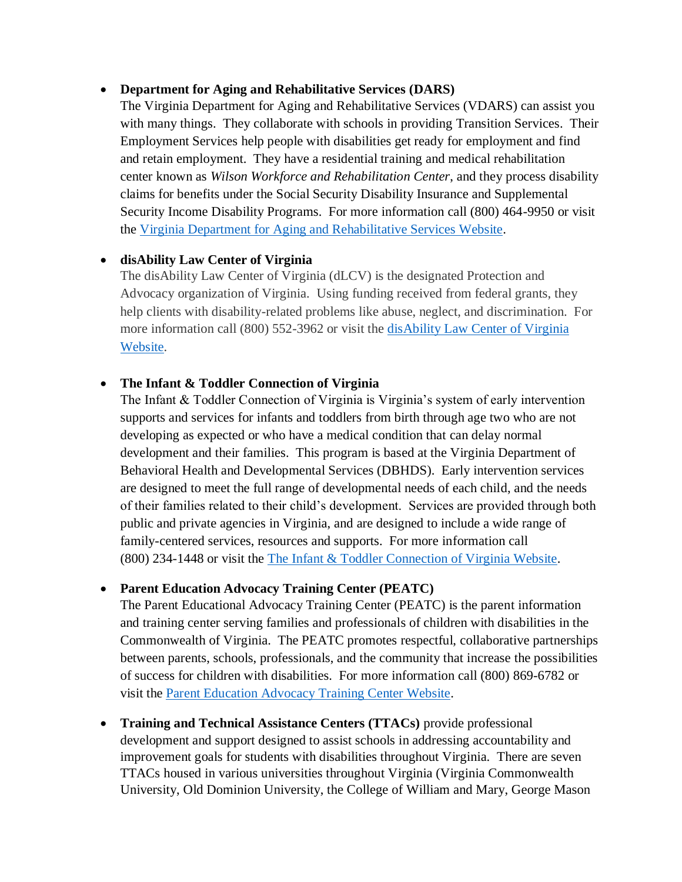- **Department for Aging and Rehabilitative Services (DARS)**
  The Virginia Department for Aging and Rehabilitative Services (VDARS) can assist you with many things. They collaborate with schools in providing Transition Services. Their Employment Services help people with disabilities get ready for employment and find and retain employment. They have a residential training and medical rehabilitation center known as *Wilson Workforce and Rehabilitation Center*, and they process disability claims for benefits under the Social Security Disability Insurance and Supplemental Security Income Disability Programs. For more information call (800) 464-9950 or visit the Virginia Department for Aging and Rehabilitative Services Website.

- **disAbility Law Center of Virginia**
  The disAbility Law Center of Virginia (dLCV) is the designated Protection and Advocacy organization of Virginia. Using funding received from federal grants, they help clients with disability-related problems like abuse, neglect, and discrimination. For more information call (800) 552-3962 or visit the disAbility Law Center of Virginia Website.

- **The Infant & Toddler Connection of Virginia**
  The Infant & Toddler Connection of Virginia is Virginia's system of early intervention supports and services for infants and toddlers from birth through age two who are not developing as expected or who have a medical condition that can delay normal development and their families. This program is based at the Virginia Department of Behavioral Health and Developmental Services (DBHDS). Early intervention services are designed to meet the full range of developmental needs of each child, and the needs of their families related to their child's development. Services are provided through both public and private agencies in Virginia, and are designed to include a wide range of family-centered services, resources and supports. For more information call (800) 234-1448 or visit the The Infant & Toddler Connection of Virginia Website.

- **Parent Education Advocacy Training Center (PEATC)**
  The Parent Educational Advocacy Training Center (PEATC) is the parent information and training center serving families and professionals of children with disabilities in the Commonwealth of Virginia. The PEATC promotes respectful, collaborative partnerships between parents, schools, professionals, and the community that increase the possibilities of success for children with disabilities. For more information call (800) 869-6782 or visit the Parent Education Advocacy Training Center Website.

- **Training and Technical Assistance Centers (TTACs)** provide professional development and support designed to assist schools in addressing accountability and improvement goals for students with disabilities throughout Virginia. There are seven TTACs housed in various universities throughout Virginia (Virginia Commonwealth University, Old Dominion University, the College of William and Mary, George Mason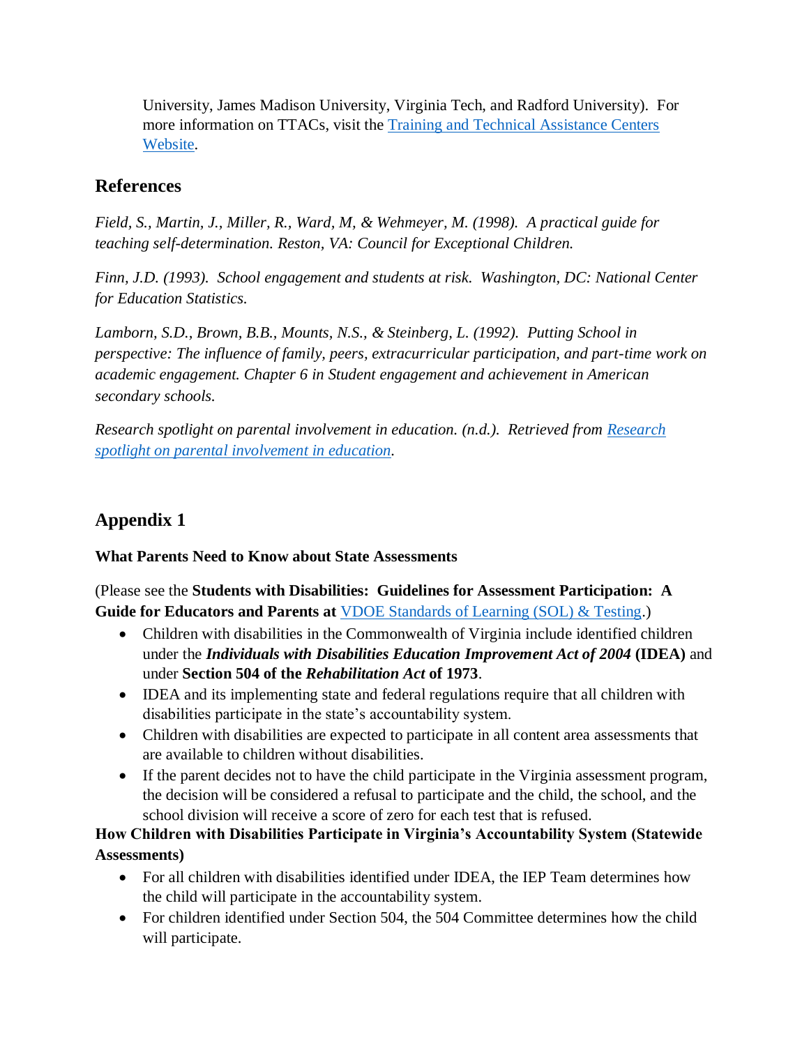University, James Madison University, Virginia Tech, and Radford University). For more information on TTACs, visit the [Training and Technical Assistance Centers Website](#).

## References

*Field, S., Martin, J., Miller, R., Ward, M, & Wehmeyer, M. (1998). A practical guide for teaching self-determination. Reston, VA: Council for Exceptional Children.*

*Finn, J.D. (1993). School engagement and students at risk. Washington, DC: National Center for Education Statistics.*

*Lamborn, S.D., Brown, B.B., Mounts, N.S., & Steinberg, L. (1992). Putting School in perspective: The influence of family, peers, extracurricular participation, and part-time work on academic engagement. Chapter 6 in Student engagement and achievement in American secondary schools.*

*Research spotlight on parental involvement in education. (n.d.). Retrieved from [Research spotlight on parental involvement in education](#).*

## Appendix 1

**What Parents Need to Know about State Assessments**

(Please see the **Students with Disabilities: Guidelines for Assessment Participation: A Guide for Educators and Parents at** [VDOE Standards of Learning (SOL) & Testing](#).)

- Children with disabilities in the Commonwealth of Virginia include identified children under the ***Individuals with Disabilities Education Improvement Act of 2004*** **(IDEA)** and under **Section 504 of the *Rehabilitation Act* of 1973**.
- IDEA and its implementing state and federal regulations require that all children with disabilities participate in the state's accountability system.
- Children with disabilities are expected to participate in all content area assessments that are available to children without disabilities.
- If the parent decides not to have the child participate in the Virginia assessment program, the decision will be considered a refusal to participate and the child, the school, and the school division will receive a score of zero for each test that is refused.

**How Children with Disabilities Participate in Virginia's Accountability System (Statewide Assessments)**

- For all children with disabilities identified under IDEA, the IEP Team determines how the child will participate in the accountability system.
- For children identified under Section 504, the 504 Committee determines how the child will participate.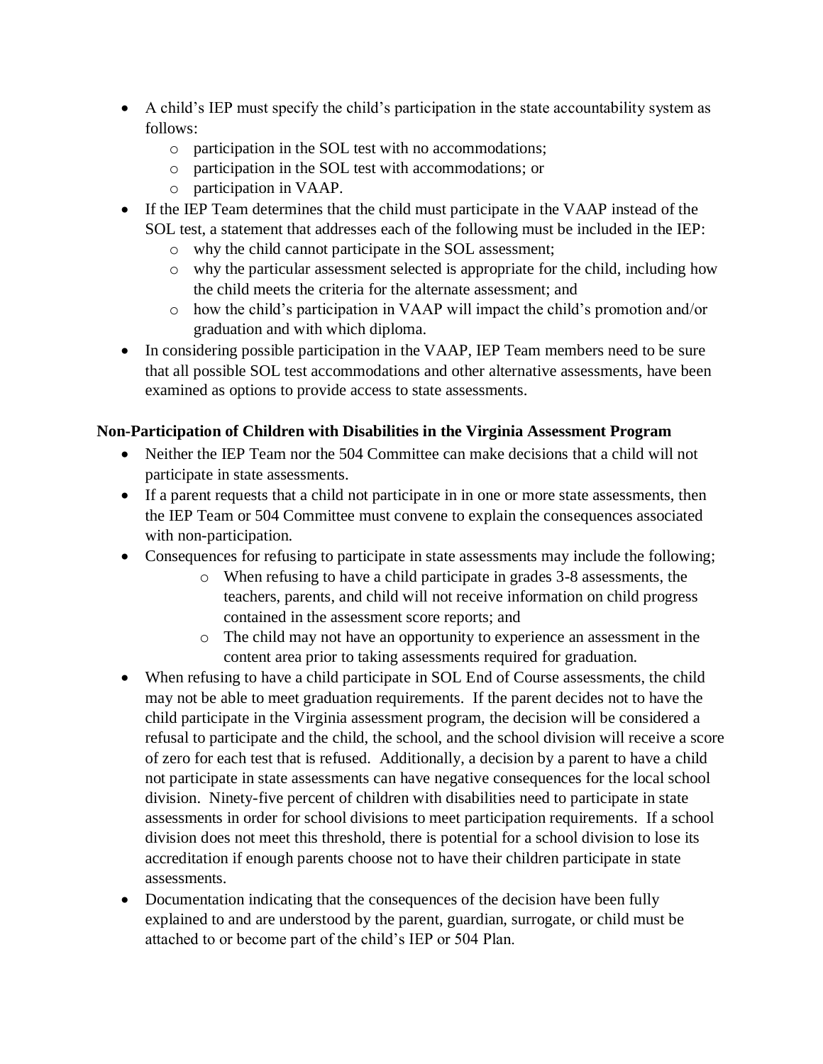- A child's IEP must specify the child's participation in the state accountability system as follows:
  - participation in the SOL test with no accommodations;
  - participation in the SOL test with accommodations; or
  - participation in VAAP.
- If the IEP Team determines that the child must participate in the VAAP instead of the SOL test, a statement that addresses each of the following must be included in the IEP:
  - why the child cannot participate in the SOL assessment;
  - why the particular assessment selected is appropriate for the child, including how the child meets the criteria for the alternate assessment; and
  - how the child's participation in VAAP will impact the child's promotion and/or graduation and with which diploma.
- In considering possible participation in the VAAP, IEP Team members need to be sure that all possible SOL test accommodations and other alternative assessments, have been examined as options to provide access to state assessments.

**Non-Participation of Children with Disabilities in the Virginia Assessment Program**

- Neither the IEP Team nor the 504 Committee can make decisions that a child will not participate in state assessments.
- If a parent requests that a child not participate in in one or more state assessments, then the IEP Team or 504 Committee must convene to explain the consequences associated with non-participation.
- Consequences for refusing to participate in state assessments may include the following;
  - When refusing to have a child participate in grades 3-8 assessments, the teachers, parents, and child will not receive information on child progress contained in the assessment score reports; and
  - The child may not have an opportunity to experience an assessment in the content area prior to taking assessments required for graduation.
- When refusing to have a child participate in SOL End of Course assessments, the child may not be able to meet graduation requirements. If the parent decides not to have the child participate in the Virginia assessment program, the decision will be considered a refusal to participate and the child, the school, and the school division will receive a score of zero for each test that is refused. Additionally, a decision by a parent to have a child not participate in state assessments can have negative consequences for the local school division. Ninety-five percent of children with disabilities need to participate in state assessments in order for school divisions to meet participation requirements. If a school division does not meet this threshold, there is potential for a school division to lose its accreditation if enough parents choose not to have their children participate in state assessments.
- Documentation indicating that the consequences of the decision have been fully explained to and are understood by the parent, guardian, surrogate, or child must be attached to or become part of the child's IEP or 504 Plan.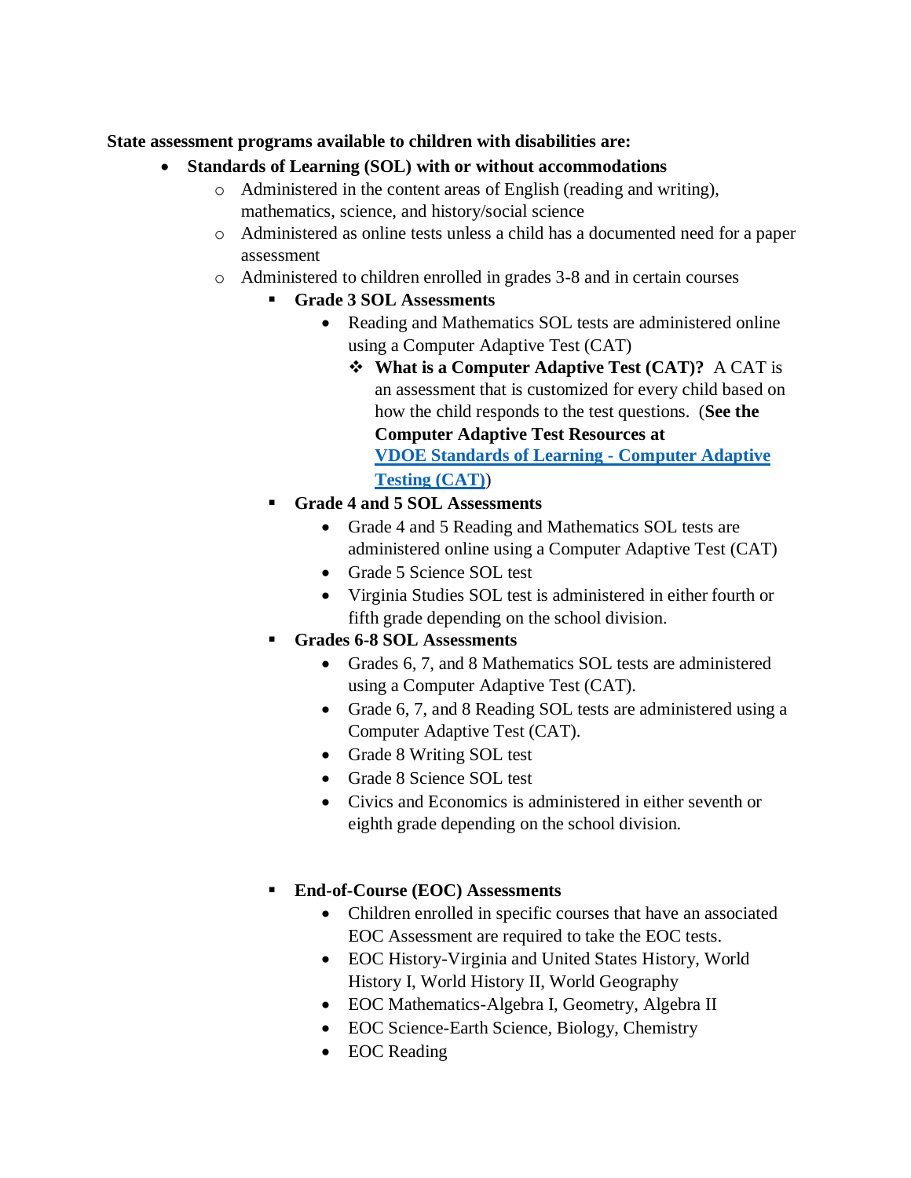**State assessment programs available to children with disabilities are:**

- **Standards of Learning (SOL) with or without accommodations**
  - Administered in the content areas of English (reading and writing), mathematics, science, and history/social science
  - Administered as online tests unless a child has a documented need for a paper assessment
  - Administered to children enrolled in grades 3-8 and in certain courses
    - **Grade 3 SOL Assessments**
      - Reading and Mathematics SOL tests are administered online using a Computer Adaptive Test (CAT)
        - **What is a Computer Adaptive Test (CAT)?** A CAT is an assessment that is customized for every child based on how the child responds to the test questions. (**See the Computer Adaptive Test Resources at [VDOE Standards of Learning - Computer Adaptive Testing (CAT)](#)**)
    - **Grade 4 and 5 SOL Assessments**
      - Grade 4 and 5 Reading and Mathematics SOL tests are administered online using a Computer Adaptive Test (CAT)
      - Grade 5 Science SOL test
      - Virginia Studies SOL test is administered in either fourth or fifth grade depending on the school division.
    - **Grades 6-8 SOL Assessments**
      - Grades 6, 7, and 8 Mathematics SOL tests are administered using a Computer Adaptive Test (CAT).
      - Grade 6, 7, and 8 Reading SOL tests are administered using a Computer Adaptive Test (CAT).
      - Grade 8 Writing SOL test
      - Grade 8 Science SOL test
      - Civics and Economics is administered in either seventh or eighth grade depending on the school division.
    - **End-of-Course (EOC) Assessments**
      - Children enrolled in specific courses that have an associated EOC Assessment are required to take the EOC tests.
      - EOC History-Virginia and United States History, World History I, World History II, World Geography
      - EOC Mathematics-Algebra I, Geometry, Algebra II
      - EOC Science-Earth Science, Biology, Chemistry
      - EOC Reading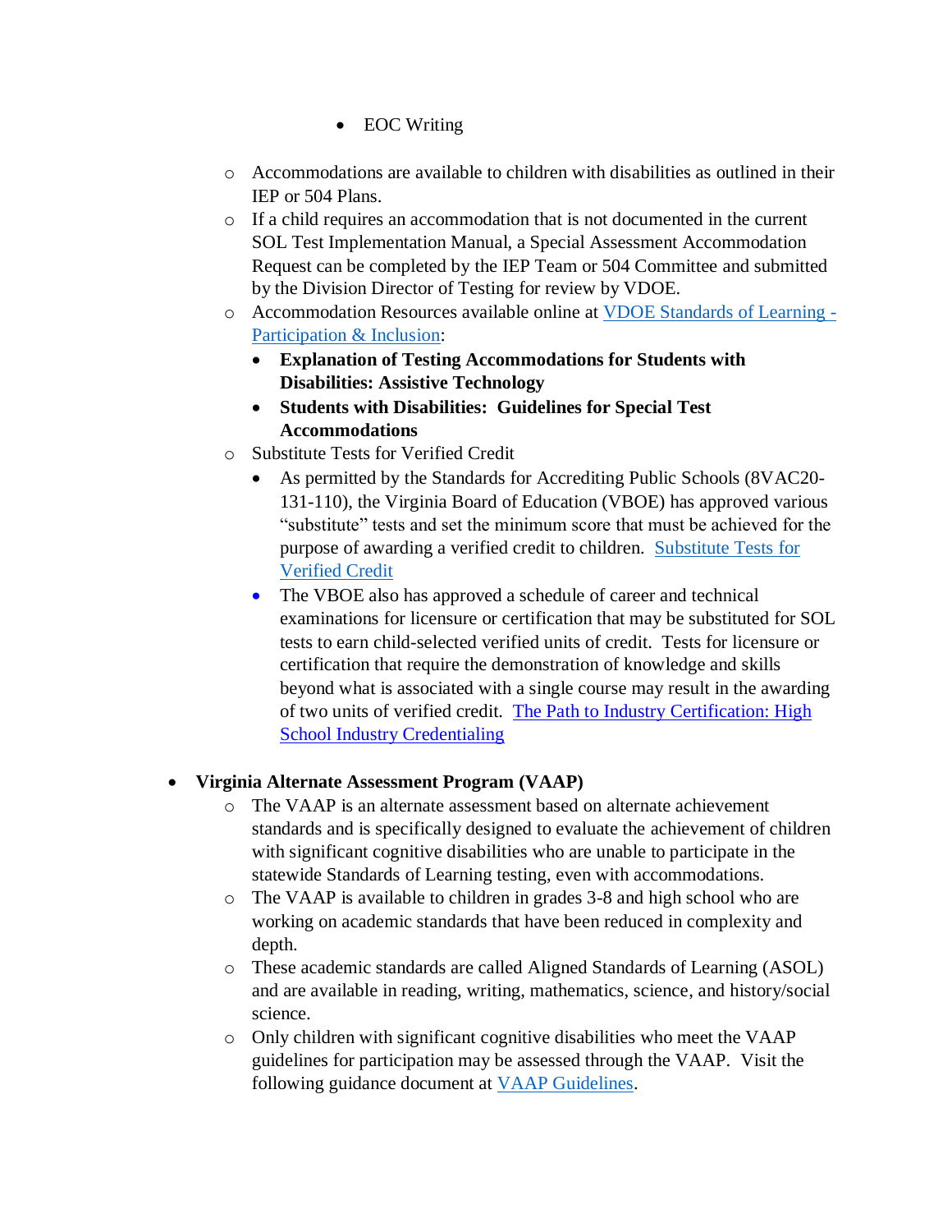- EOC Writing

    - Accommodations are available to children with disabilities as outlined in their IEP or 504 Plans.
    - If a child requires an accommodation that is not documented in the current SOL Test Implementation Manual, a Special Assessment Accommodation Request can be completed by the IEP Team or 504 Committee and submitted by the Division Director of Testing for review by VDOE.
    - Accommodation Resources available online at [VDOE Standards of Learning - Participation & Inclusion]():
        - **Explanation of Testing Accommodations for Students with Disabilities: Assistive Technology**
        - **Students with Disabilities: Guidelines for Special Test Accommodations**
    - Substitute Tests for Verified Credit
        - As permitted by the Standards for Accrediting Public Schools (8VAC20-131-110), the Virginia Board of Education (VBOE) has approved various "substitute" tests and set the minimum score that must be achieved for the purpose of awarding a verified credit to children. [Substitute Tests for Verified Credit]()
        - The VBOE also has approved a schedule of career and technical examinations for licensure or certification that may be substituted for SOL tests to earn child-selected verified units of credit. Tests for licensure or certification that require the demonstration of knowledge and skills beyond what is associated with a single course may result in the awarding of two units of verified credit. [The Path to Industry Certification: High School Industry Credentialing]()

- **Virginia Alternate Assessment Program (VAAP)**
    - The VAAP is an alternate assessment based on alternate achievement standards and is specifically designed to evaluate the achievement of children with significant cognitive disabilities who are unable to participate in the statewide Standards of Learning testing, even with accommodations.
    - The VAAP is available to children in grades 3-8 and high school who are working on academic standards that have been reduced in complexity and depth.
    - These academic standards are called Aligned Standards of Learning (ASOL) and are available in reading, writing, mathematics, science, and history/social science.
    - Only children with significant cognitive disabilities who meet the VAAP guidelines for participation may be assessed through the VAAP. Visit the following guidance document at [VAAP Guidelines]().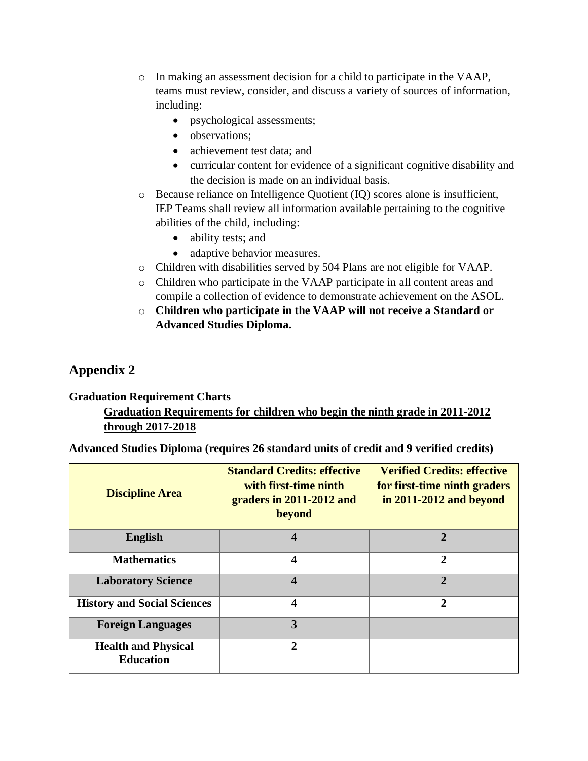- In making an assessment decision for a child to participate in the VAAP, teams must review, consider, and discuss a variety of sources of information, including:
    - psychological assessments;
    - observations;
    - achievement test data; and
    - curricular content for evidence of a significant cognitive disability and the decision is made on an individual basis.
- Because reliance on Intelligence Quotient (IQ) scores alone is insufficient, IEP Teams shall review all information available pertaining to the cognitive abilities of the child, including:
    - ability tests; and
    - adaptive behavior measures.
- Children with disabilities served by 504 Plans are not eligible for VAAP.
- Children who participate in the VAAP participate in all content areas and compile a collection of evidence to demonstrate achievement on the ASOL.
- **Children who participate in the VAAP will not receive a Standard or Advanced Studies Diploma.**

## Appendix 2

**Graduation Requirement Charts**

**<u>Graduation Requirements for children who begin the ninth grade in 2011-2012 through 2017-2018</u>**

**Advanced Studies Diploma (requires 26 standard units of credit and 9 verified credits)**

| Discipline Area | Standard Credits: effective with first-time ninth graders in 2011-2012 and beyond | Verified Credits: effective for first-time ninth graders in 2011-2012 and beyond |
|---|---|---|
| English | 4 | 2 |
| Mathematics | 4 | 2 |
| Laboratory Science | 4 | 2 |
| History and Social Sciences | 4 | 2 |
| Foreign Languages | 3 | |
| Health and Physical Education | 2 | |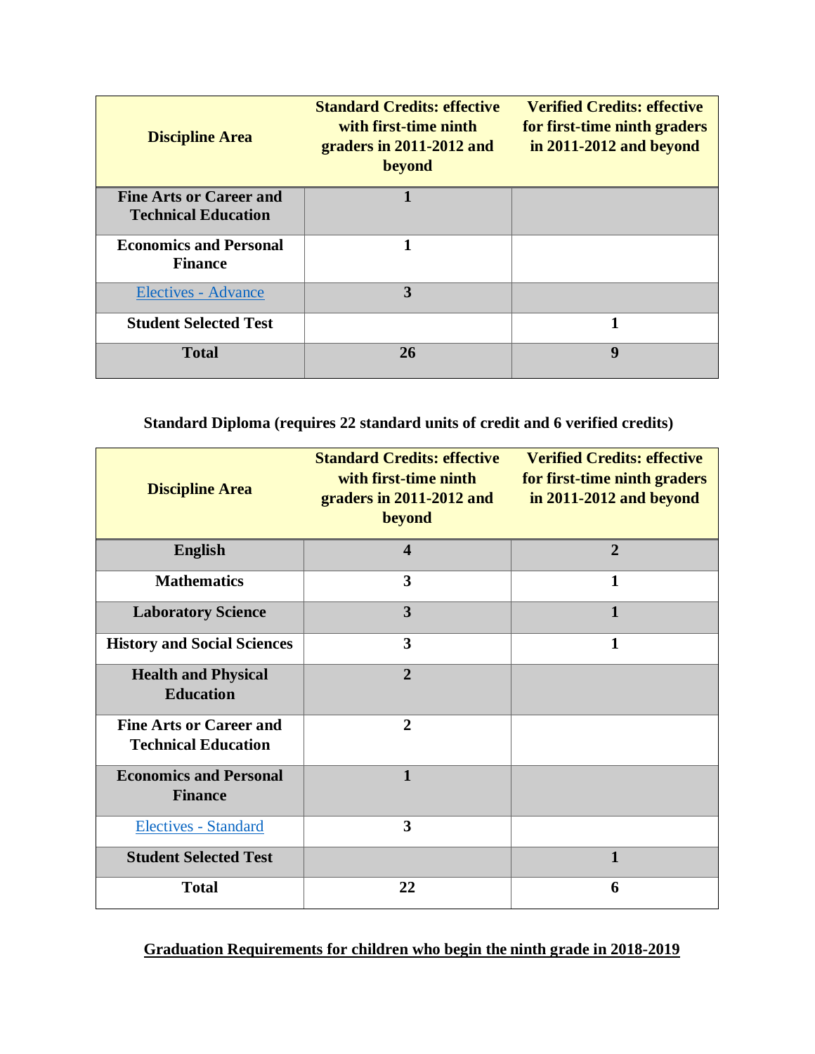| Discipline Area | Standard Credits: effective with first-time ninth graders in 2011-2012 and beyond | Verified Credits: effective for first-time ninth graders in 2011-2012 and beyond |
|---|---|---|
| **Fine Arts or Career and Technical Education** | **1** | |
| **Economics and Personal Finance** | **1** | |
| Electives - Advance | **3** | |
| **Student Selected Test** | | **1** |
| **Total** | **26** | **9** |

**Standard Diploma (requires 22 standard units of credit and 6 verified credits)**

| Discipline Area | Standard Credits: effective with first-time ninth graders in 2011-2012 and beyond | Verified Credits: effective for first-time ninth graders in 2011-2012 and beyond |
|---|---|---|
| **English** | **4** | **2** |
| **Mathematics** | **3** | **1** |
| **Laboratory Science** | **3** | **1** |
| **History and Social Sciences** | **3** | **1** |
| **Health and Physical Education** | **2** | |
| **Fine Arts or Career and Technical Education** | **2** | |
| **Economics and Personal Finance** | **1** | |
| Electives - Standard | **3** | |
| **Student Selected Test** | | **1** |
| **Total** | **22** | **6** |

**Graduation Requirements for children who begin the ninth grade in 2018-2019**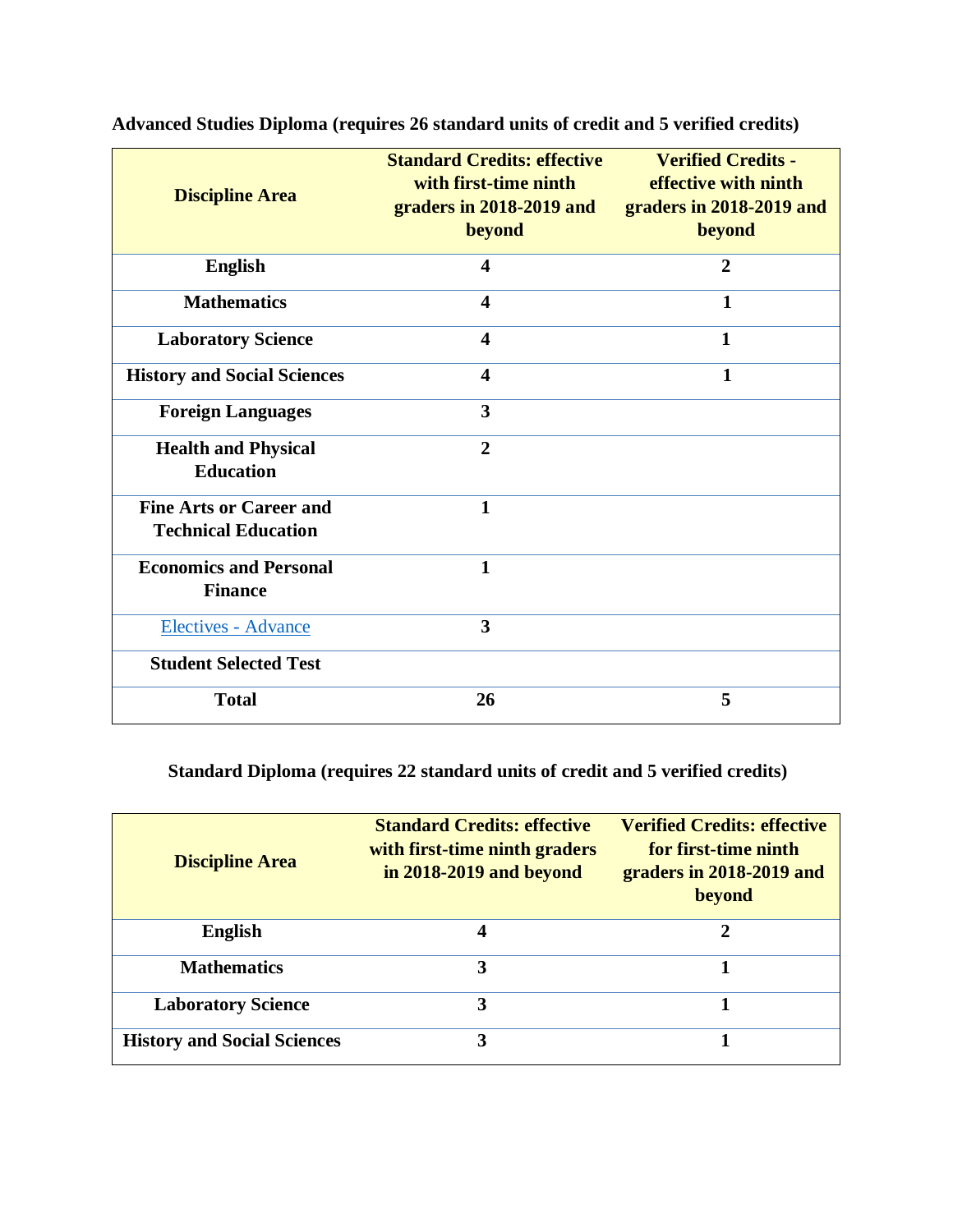**Advanced Studies Diploma (requires 26 standard units of credit and 5 verified credits)**

| Discipline Area | Standard Credits: effective with first-time ninth graders in 2018-2019 and beyond | Verified Credits - effective with ninth graders in 2018-2019 and beyond |
|---|---|---|
| English | 4 | 2 |
| Mathematics | 4 | 1 |
| Laboratory Science | 4 | 1 |
| History and Social Sciences | 4 | 1 |
| Foreign Languages | 3 | |
| Health and Physical Education | 2 | |
| Fine Arts or Career and Technical Education | 1 | |
| Economics and Personal Finance | 1 | |
| Electives - Advance | 3 | |
| Student Selected Test | | |
| Total | 26 | 5 |

**Standard Diploma (requires 22 standard units of credit and 5 verified credits)**

| Discipline Area | Standard Credits: effective with first-time ninth graders in 2018-2019 and beyond | Verified Credits: effective for first-time ninth graders in 2018-2019 and beyond |
|---|---|---|
| English | 4 | 2 |
| Mathematics | 3 | 1 |
| Laboratory Science | 3 | 1 |
| History and Social Sciences | 3 | 1 |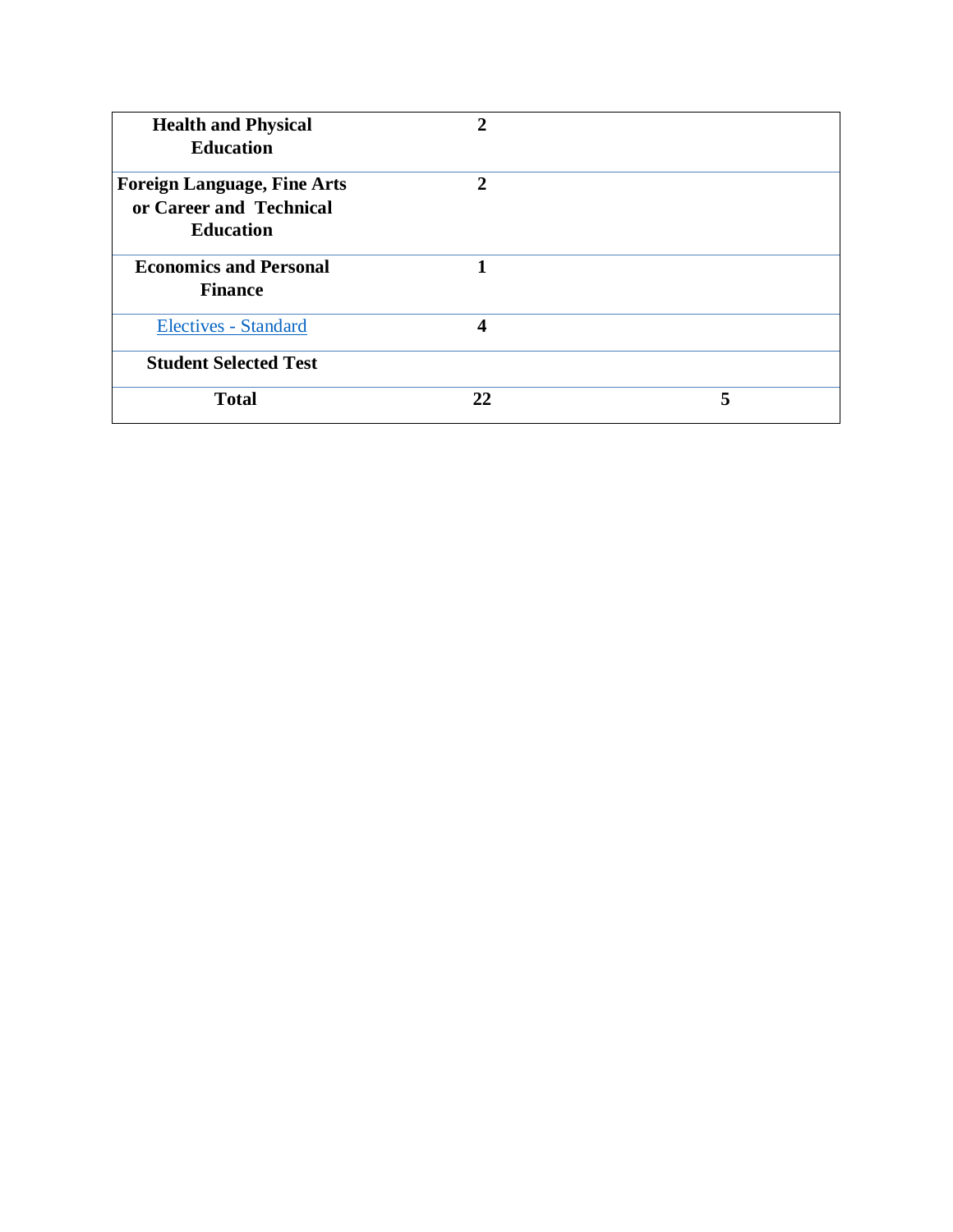| | | |
|---|---|---|
| **Health and Physical Education** | **2** | |
| **Foreign Language, Fine Arts or Career and Technical Education** | **2** | |
| **Economics and Personal Finance** | **1** | |
| Electives - Standard | **4** | |
| **Student Selected Test** | | |
| **Total** | **22** | **5** |